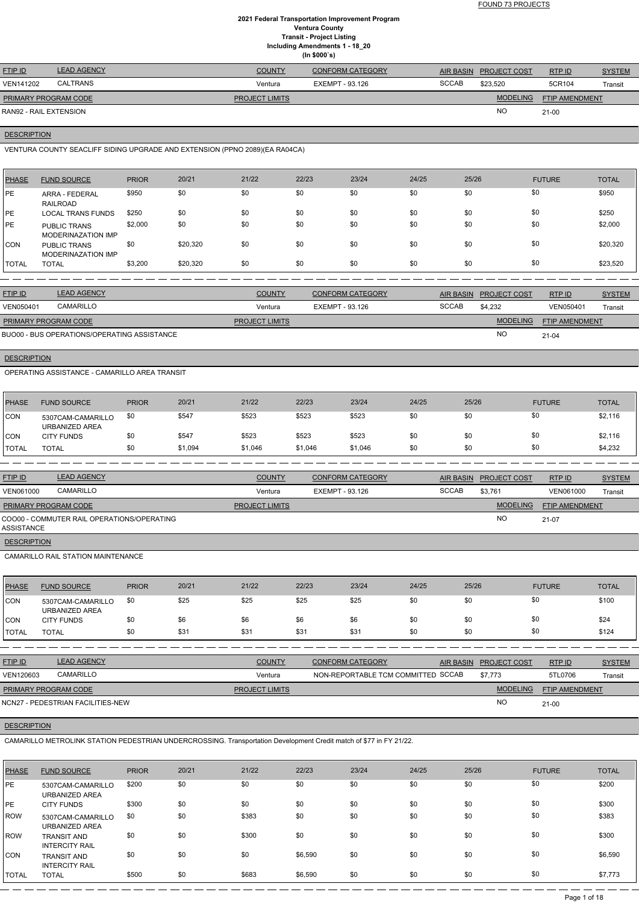FOUND 73 PROJECTS

# 2021 Federal Transportation Improvement Program
## Ventura County
## Transit - Project Listing
## Including Amendments 1 - 18_20
## (In $000`s)

| FTIP ID | LEAD AGENCY | COUNTY | CONFORM CATEGORY | AIR BASIN | PROJECT COST | RTP ID | SYSTEM |
|---|---|---|---|---|---|---|---|
| VEN141202 | CALTRANS | Ventura | EXEMPT - 93.126 | SCCAB | $23,520 | 5CR104 | Transit |

| PRIMARY PROGRAM CODE | PROJECT LIMITS | MODELING | FTIP AMENDMENT |
|---|---|---|---|
| RAN92 - RAIL EXTENSION | | NO | 21-00 |

**DESCRIPTION**

VENTURA COUNTY SEACLIFF SIDING UPGRADE AND EXTENSION (PPNO 2089)(EA RA04CA)

| PHASE | FUND SOURCE | PRIOR | 20/21 | 21/22 | 22/23 | 23/24 | 24/25 | 25/26 | FUTURE | TOTAL |
|---|---|---|---|---|---|---|---|---|---|---|
| PE | ARRA - FEDERAL RAILROAD | $950 | $0 | $0 | $0 | $0 | $0 | $0 | $0 | $950 |
| PE | LOCAL TRANS FUNDS | $250 | $0 | $0 | $0 | $0 | $0 | $0 | $0 | $250 |
| PE | PUBLIC TRANS MODERINAZATION IMP | $2,000 | $0 | $0 | $0 | $0 | $0 | $0 | $0 | $2,000 |
| CON | PUBLIC TRANS MODERINAZATION IMP | $0 | $20,320 | $0 | $0 | $0 | $0 | $0 | $0 | $20,320 |
| TOTAL | TOTAL | $3,200 | $20,320 | $0 | $0 | $0 | $0 | $0 | $0 | $23,520 |

| FTIP ID | LEAD AGENCY | COUNTY | CONFORM CATEGORY | AIR BASIN | PROJECT COST | RTP ID | SYSTEM |
|---|---|---|---|---|---|---|---|
| VEN050401 | CAMARILLO | Ventura | EXEMPT - 93.126 | SCCAB | $4,232 | VEN050401 | Transit |

| PRIMARY PROGRAM CODE | PROJECT LIMITS | MODELING | FTIP AMENDMENT |
|---|---|---|---|
| BUO00 - BUS OPERATIONS/OPERATING ASSISTANCE | | NO | 21-04 |

**DESCRIPTION**

OPERATING ASSISTANCE - CAMARILLO AREA TRANSIT

| PHASE | FUND SOURCE | PRIOR | 20/21 | 21/22 | 22/23 | 23/24 | 24/25 | 25/26 | FUTURE | TOTAL |
|---|---|---|---|---|---|---|---|---|---|---|
| CON | 5307CAM-CAMARILLO URBANIZED AREA | $0 | $547 | $523 | $523 | $523 | $0 | $0 | $0 | $2,116 |
| CON | CITY FUNDS | $0 | $547 | $523 | $523 | $523 | $0 | $0 | $0 | $2,116 |
| TOTAL | TOTAL | $0 | $1,094 | $1,046 | $1,046 | $1,046 | $0 | $0 | $0 | $4,232 |

| FTIP ID | LEAD AGENCY | COUNTY | CONFORM CATEGORY | AIR BASIN | PROJECT COST | RTP ID | SYSTEM |
|---|---|---|---|---|---|---|---|
| VEN061000 | CAMARILLO | Ventura | EXEMPT - 93.126 | SCCAB | $3,761 | VEN061000 | Transit |

| PRIMARY PROGRAM CODE | PROJECT LIMITS | MODELING | FTIP AMENDMENT |
|---|---|---|---|
| COO00 - COMMUTER RAIL OPERATIONS/OPERATING ASSISTANCE | | NO | 21-07 |

**DESCRIPTION**

CAMARILLO RAIL STATION MAINTENANCE

| PHASE | FUND SOURCE | PRIOR | 20/21 | 21/22 | 22/23 | 23/24 | 24/25 | 25/26 | FUTURE | TOTAL |
|---|---|---|---|---|---|---|---|---|---|---|
| CON | 5307CAM-CAMARILLO URBANIZED AREA | $0 | $25 | $25 | $25 | $25 | $0 | $0 | $0 | $100 |
| CON | CITY FUNDS | $0 | $6 | $6 | $6 | $6 | $0 | $0 | $0 | $24 |
| TOTAL | TOTAL | $0 | $31 | $31 | $31 | $31 | $0 | $0 | $0 | $124 |

| FTIP ID | LEAD AGENCY | COUNTY | CONFORM CATEGORY | AIR BASIN | PROJECT COST | RTP ID | SYSTEM |
|---|---|---|---|---|---|---|---|
| VEN120603 | CAMARILLO | Ventura | NON-REPORTABLE TCM COMMITTED | SCCAB | $7,773 | 5TL0706 | Transit |

| PRIMARY PROGRAM CODE | PROJECT LIMITS | MODELING | FTIP AMENDMENT |
|---|---|---|---|
| NCN27 - PEDESTRIAN FACILITIES-NEW | | NO | 21-00 |

**DESCRIPTION**

CAMARILLO METROLINK STATION PEDESTRIAN UNDERCROSSING. Transportation Development Credit match of $77 in FY 21/22.

| PHASE | FUND SOURCE | PRIOR | 20/21 | 21/22 | 22/23 | 23/24 | 24/25 | 25/26 | FUTURE | TOTAL |
|---|---|---|---|---|---|---|---|---|---|---|
| PE | 5307CAM-CAMARILLO URBANIZED AREA | $200 | $0 | $0 | $0 | $0 | $0 | $0 | $0 | $200 |
| PE | CITY FUNDS | $300 | $0 | $0 | $0 | $0 | $0 | $0 | $0 | $300 |
| ROW | 5307CAM-CAMARILLO URBANIZED AREA | $0 | $0 | $383 | $0 | $0 | $0 | $0 | $0 | $383 |
| ROW | TRANSIT AND INTERCITY RAIL | $0 | $0 | $300 | $0 | $0 | $0 | $0 | $0 | $300 |
| CON | TRANSIT AND INTERCITY RAIL | $0 | $0 | $0 | $6,590 | $0 | $0 | $0 | $0 | $6,590 |
| TOTAL | TOTAL | $500 | $0 | $683 | $6,590 | $0 | $0 | $0 | $0 | $7,773 |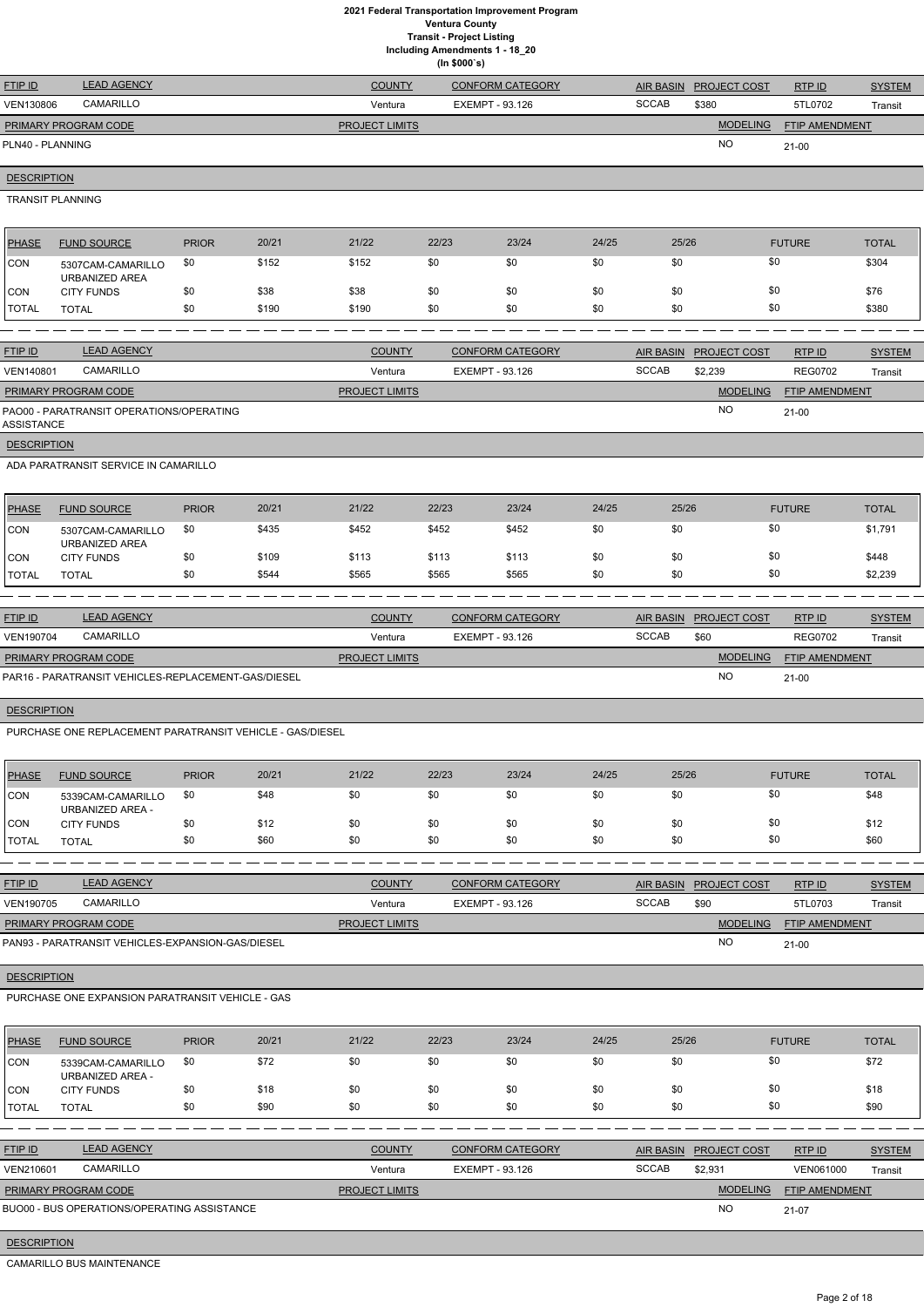# 2021 Federal Transportation Improvement Program
## Ventura County
### Transit - Project Listing
### Including Amendments 1 - 18_20
### (In $000`s)

| FTIP ID | LEAD AGENCY | COUNTY | CONFORM CATEGORY | AIR BASIN | PROJECT COST | RTP ID | SYSTEM |
|---|---|---|---|---|---|---|---|
| VEN130806 | CAMARILLO | Ventura | EXEMPT - 93.126 | SCCAB | $380 | 5TL0702 | Transit |

| PRIMARY PROGRAM CODE | PROJECT LIMITS | MODELING | FTIP AMENDMENT |
|---|---|---|---|
| PLN40 - PLANNING | | NO | 21-00 |

**DESCRIPTION**

TRANSIT PLANNING

| PHASE | FUND SOURCE | PRIOR | 20/21 | 21/22 | 22/23 | 23/24 | 24/25 | 25/26 | FUTURE | TOTAL |
|---|---|---|---|---|---|---|---|---|---|---|
| CON | 5307CAM-CAMARILLO URBANIZED AREA | $0 | $152 | $152 | $0 | $0 | $0 | $0 | $0 | $304 |
| CON | CITY FUNDS | $0 | $38 | $38 | $0 | $0 | $0 | $0 | $0 | $76 |
| TOTAL | TOTAL | $0 | $190 | $190 | $0 | $0 | $0 | $0 | $0 | $380 |

| FTIP ID | LEAD AGENCY | COUNTY | CONFORM CATEGORY | AIR BASIN | PROJECT COST | RTP ID | SYSTEM |
|---|---|---|---|---|---|---|---|
| VEN140801 | CAMARILLO | Ventura | EXEMPT - 93.126 | SCCAB | $2,239 | REG0702 | Transit |

| PRIMARY PROGRAM CODE | PROJECT LIMITS | MODELING | FTIP AMENDMENT |
|---|---|---|---|
| PAO00 - PARATRANSIT OPERATIONS/OPERATING ASSISTANCE | | NO | 21-00 |

**DESCRIPTION**

ADA PARATRANSIT SERVICE IN CAMARILLO

| PHASE | FUND SOURCE | PRIOR | 20/21 | 21/22 | 22/23 | 23/24 | 24/25 | 25/26 | FUTURE | TOTAL |
|---|---|---|---|---|---|---|---|---|---|---|
| CON | 5307CAM-CAMARILLO URBANIZED AREA | $0 | $435 | $452 | $452 | $452 | $0 | $0 | $0 | $1,791 |
| CON | CITY FUNDS | $0 | $109 | $113 | $113 | $113 | $0 | $0 | $0 | $448 |
| TOTAL | TOTAL | $0 | $544 | $565 | $565 | $565 | $0 | $0 | $0 | $2,239 |

| FTIP ID | LEAD AGENCY | COUNTY | CONFORM CATEGORY | AIR BASIN | PROJECT COST | RTP ID | SYSTEM |
|---|---|---|---|---|---|---|---|
| VEN190704 | CAMARILLO | Ventura | EXEMPT - 93.126 | SCCAB | $60 | REG0702 | Transit |

| PRIMARY PROGRAM CODE | PROJECT LIMITS | MODELING | FTIP AMENDMENT |
|---|---|---|---|
| PAR16 - PARATRANSIT VEHICLES-REPLACEMENT-GAS/DIESEL | | NO | 21-00 |

**DESCRIPTION**

PURCHASE ONE REPLACEMENT PARATRANSIT VEHICLE - GAS/DIESEL

| PHASE | FUND SOURCE | PRIOR | 20/21 | 21/22 | 22/23 | 23/24 | 24/25 | 25/26 | FUTURE | TOTAL |
|---|---|---|---|---|---|---|---|---|---|---|
| CON | 5339CAM-CAMARILLO URBANIZED AREA - | $0 | $48 | $0 | $0 | $0 | $0 | $0 | $0 | $48 |
| CON | CITY FUNDS | $0 | $12 | $0 | $0 | $0 | $0 | $0 | $0 | $12 |
| TOTAL | TOTAL | $0 | $60 | $0 | $0 | $0 | $0 | $0 | $0 | $60 |

| FTIP ID | LEAD AGENCY | COUNTY | CONFORM CATEGORY | AIR BASIN | PROJECT COST | RTP ID | SYSTEM |
|---|---|---|---|---|---|---|---|
| VEN190705 | CAMARILLO | Ventura | EXEMPT - 93.126 | SCCAB | $90 | 5TL0703 | Transit |

| PRIMARY PROGRAM CODE | PROJECT LIMITS | MODELING | FTIP AMENDMENT |
|---|---|---|---|
| PAN93 - PARATRANSIT VEHICLES-EXPANSION-GAS/DIESEL | | NO | 21-00 |

**DESCRIPTION**

PURCHASE ONE EXPANSION PARATRANSIT VEHICLE - GAS

| PHASE | FUND SOURCE | PRIOR | 20/21 | 21/22 | 22/23 | 23/24 | 24/25 | 25/26 | FUTURE | TOTAL |
|---|---|---|---|---|---|---|---|---|---|---|
| CON | 5339CAM-CAMARILLO URBANIZED AREA - | $0 | $72 | $0 | $0 | $0 | $0 | $0 | $0 | $72 |
| CON | CITY FUNDS | $0 | $18 | $0 | $0 | $0 | $0 | $0 | $0 | $18 |
| TOTAL | TOTAL | $0 | $90 | $0 | $0 | $0 | $0 | $0 | $0 | $90 |

| FTIP ID | LEAD AGENCY | COUNTY | CONFORM CATEGORY | AIR BASIN | PROJECT COST | RTP ID | SYSTEM |
|---|---|---|---|---|---|---|---|
| VEN210601 | CAMARILLO | Ventura | EXEMPT - 93.126 | SCCAB | $2,931 | VEN061000 | Transit |

| PRIMARY PROGRAM CODE | PROJECT LIMITS | MODELING | FTIP AMENDMENT |
|---|---|---|---|
| BUO00 - BUS OPERATIONS/OPERATING ASSISTANCE | | NO | 21-07 |

**DESCRIPTION**

CAMARILLO BUS MAINTENANCE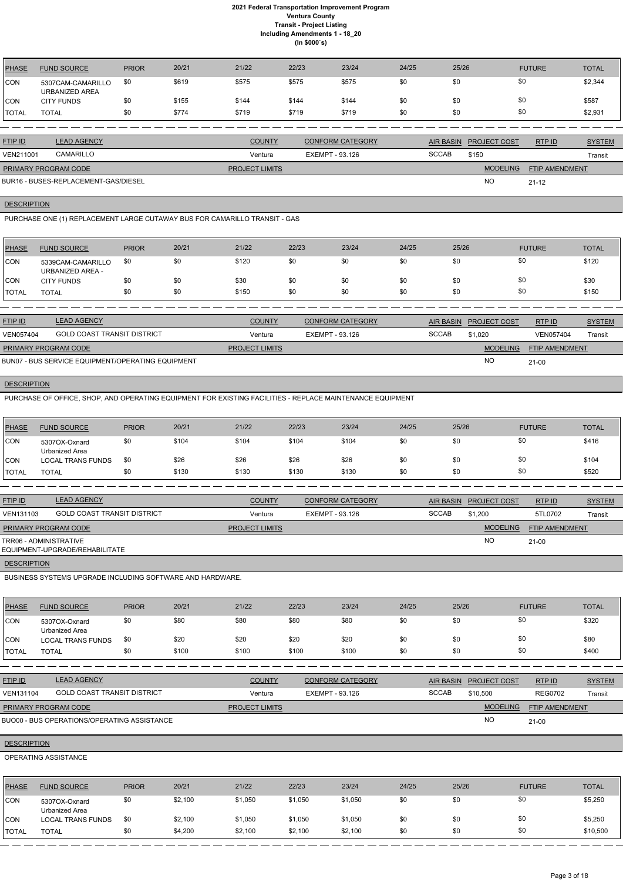# 2021 Federal Transportation Improvement Program
## Ventura County
### Transit - Project Listing
### Including Amendments 1 - 18_20
### (In $000`s)

| PHASE | FUND SOURCE | PRIOR | 20/21 | 21/22 | 22/23 | 23/24 | 24/25 | 25/26 | FUTURE | TOTAL |
|---|---|---|---|---|---|---|---|---|---|---|
| CON | 5307CAM-CAMARILLO URBANIZED AREA | $0 | $619 | $575 | $575 | $575 | $0 | $0 | $0 | $2,344 |
| CON | CITY FUNDS | $0 | $155 | $144 | $144 | $144 | $0 | $0 | $0 | $587 |
| TOTAL | TOTAL | $0 | $774 | $719 | $719 | $719 | $0 | $0 | $0 | $2,931 |

| FTIP ID | LEAD AGENCY | COUNTY | CONFORM CATEGORY | AIR BASIN | PROJECT COST | RTP ID | SYSTEM |
|---|---|---|---|---|---|---|---|
| VEN211001 | CAMARILLO | Ventura | EXEMPT - 93.126 | SCCAB | $150 | | Transit |

| PRIMARY PROGRAM CODE | PROJECT LIMITS | MODELING | FTIP AMENDMENT |
|---|---|---|---|
| BUR16 - BUSES-REPLACEMENT-GAS/DIESEL | | NO | 21-12 |

**DESCRIPTION**

PURCHASE ONE (1) REPLACEMENT LARGE CUTAWAY BUS FOR CAMARILLO TRANSIT - GAS

| PHASE | FUND SOURCE | PRIOR | 20/21 | 21/22 | 22/23 | 23/24 | 24/25 | 25/26 | FUTURE | TOTAL |
|---|---|---|---|---|---|---|---|---|---|---|
| CON | 5339CAM-CAMARILLO URBANIZED AREA - | $0 | $0 | $120 | $0 | $0 | $0 | $0 | $0 | $120 |
| CON | CITY FUNDS | $0 | $0 | $30 | $0 | $0 | $0 | $0 | $0 | $30 |
| TOTAL | TOTAL | $0 | $0 | $150 | $0 | $0 | $0 | $0 | $0 | $150 |

| FTIP ID | LEAD AGENCY | COUNTY | CONFORM CATEGORY | AIR BASIN | PROJECT COST | RTP ID | SYSTEM |
|---|---|---|---|---|---|---|---|
| VEN057404 | GOLD COAST TRANSIT DISTRICT | Ventura | EXEMPT - 93.126 | SCCAB | $1,020 | VEN057404 | Transit |

| PRIMARY PROGRAM CODE | PROJECT LIMITS | MODELING | FTIP AMENDMENT |
|---|---|---|---|
| BUN07 - BUS SERVICE EQUIPMENT/OPERATING EQUIPMENT | | NO | 21-00 |

**DESCRIPTION**

PURCHASE OF OFFICE, SHOP, AND OPERATING EQUIPMENT FOR EXISTING FACILITIES - REPLACE MAINTENANCE EQUIPMENT

| PHASE | FUND SOURCE | PRIOR | 20/21 | 21/22 | 22/23 | 23/24 | 24/25 | 25/26 | FUTURE | TOTAL |
|---|---|---|---|---|---|---|---|---|---|---|
| CON | 5307OX-Oxnard Urbanized Area | $0 | $104 | $104 | $104 | $104 | $0 | $0 | $0 | $416 |
| CON | LOCAL TRANS FUNDS | $0 | $26 | $26 | $26 | $26 | $0 | $0 | $0 | $104 |
| TOTAL | TOTAL | $0 | $130 | $130 | $130 | $130 | $0 | $0 | $0 | $520 |

| FTIP ID | LEAD AGENCY | COUNTY | CONFORM CATEGORY | AIR BASIN | PROJECT COST | RTP ID | SYSTEM |
|---|---|---|---|---|---|---|---|
| VEN131103 | GOLD COAST TRANSIT DISTRICT | Ventura | EXEMPT - 93.126 | SCCAB | $1,200 | 5TL0702 | Transit |

| PRIMARY PROGRAM CODE | PROJECT LIMITS | MODELING | FTIP AMENDMENT |
|---|---|---|---|
| TRR06 - ADMINISTRATIVE EQUIPMENT-UPGRADE/REHABILITATE | | NO | 21-00 |

**DESCRIPTION**

BUSINESS SYSTEMS UPGRADE INCLUDING SOFTWARE AND HARDWARE.

| PHASE | FUND SOURCE | PRIOR | 20/21 | 21/22 | 22/23 | 23/24 | 24/25 | 25/26 | FUTURE | TOTAL |
|---|---|---|---|---|---|---|---|---|---|---|
| CON | 5307OX-Oxnard Urbanized Area | $0 | $80 | $80 | $80 | $80 | $0 | $0 | $0 | $320 |
| CON | LOCAL TRANS FUNDS | $0 | $20 | $20 | $20 | $20 | $0 | $0 | $0 | $80 |
| TOTAL | TOTAL | $0 | $100 | $100 | $100 | $100 | $0 | $0 | $0 | $400 |

| FTIP ID | LEAD AGENCY | COUNTY | CONFORM CATEGORY | AIR BASIN | PROJECT COST | RTP ID | SYSTEM |
|---|---|---|---|---|---|---|---|
| VEN131104 | GOLD COAST TRANSIT DISTRICT | Ventura | EXEMPT - 93.126 | SCCAB | $10,500 | REG0702 | Transit |

| PRIMARY PROGRAM CODE | PROJECT LIMITS | MODELING | FTIP AMENDMENT |
|---|---|---|---|
| BUO00 - BUS OPERATIONS/OPERATING ASSISTANCE | | NO | 21-00 |

**DESCRIPTION**

OPERATING ASSISTANCE

| PHASE | FUND SOURCE | PRIOR | 20/21 | 21/22 | 22/23 | 23/24 | 24/25 | 25/26 | FUTURE | TOTAL |
|---|---|---|---|---|---|---|---|---|---|---|
| CON | 5307OX-Oxnard Urbanized Area | $0 | $2,100 | $1,050 | $1,050 | $1,050 | $0 | $0 | $0 | $5,250 |
| CON | LOCAL TRANS FUNDS | $0 | $2,100 | $1,050 | $1,050 | $1,050 | $0 | $0 | $0 | $5,250 |
| TOTAL | TOTAL | $0 | $4,200 | $2,100 | $2,100 | $2,100 | $0 | $0 | $0 | $10,500 |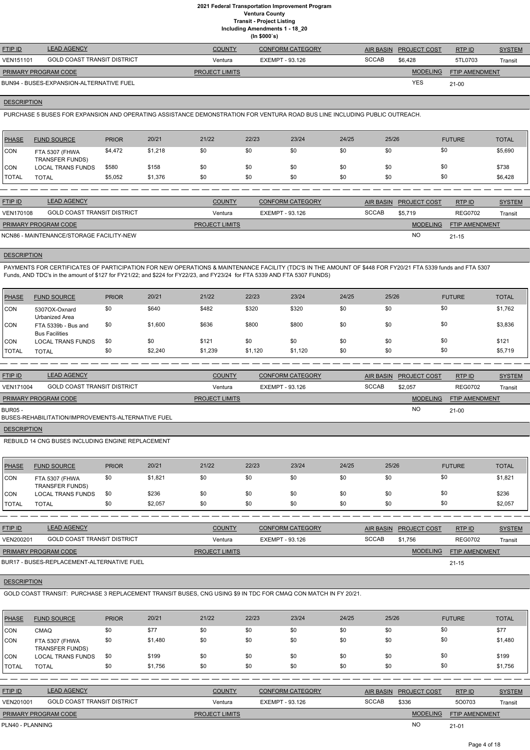# 2021 Federal Transportation Improvement Program
## Ventura County
### Transit - Project Listing
### Including Amendments 1 - 18_20
### (In $000`s)

| FTIP ID | LEAD AGENCY | COUNTY | CONFORM CATEGORY | AIR BASIN | PROJECT COST | RTP ID | SYSTEM |
|---|---|---|---|---|---|---|---|
| VEN151101 | GOLD COAST TRANSIT DISTRICT | Ventura | EXEMPT - 93.126 | SCCAB | $6,428 | 5TL0703 | Transit |

| PRIMARY PROGRAM CODE | PROJECT LIMITS | MODELING | FTIP AMENDMENT |
|---|---|---|---|
| BUN94 - BUSES-EXPANSION-ALTERNATIVE FUEL | | YES | 21-00 |

**DESCRIPTION**

PURCHASE 5 BUSES FOR EXPANSION AND OPERATING ASSISTANCE DEMONSTRATION FOR VENTURA ROAD BUS LINE INCLUDING PUBLIC OUTREACH.

| PHASE | FUND SOURCE | PRIOR | 20/21 | 21/22 | 22/23 | 23/24 | 24/25 | 25/26 | FUTURE | TOTAL |
|---|---|---|---|---|---|---|---|---|---|---|
| CON | FTA 5307 (FHWA TRANSFER FUNDS) | $4,472 | $1,218 | $0 | $0 | $0 | $0 | $0 | $0 | $5,690 |
| CON | LOCAL TRANS FUNDS | $580 | $158 | $0 | $0 | $0 | $0 | $0 | $0 | $738 |
| TOTAL | TOTAL | $5,052 | $1,376 | $0 | $0 | $0 | $0 | $0 | $0 | $6,428 |

| FTIP ID | LEAD AGENCY | COUNTY | CONFORM CATEGORY | AIR BASIN | PROJECT COST | RTP ID | SYSTEM |
|---|---|---|---|---|---|---|---|
| VEN170108 | GOLD COAST TRANSIT DISTRICT | Ventura | EXEMPT - 93.126 | SCCAB | $5,719 | REG0702 | Transit |

| PRIMARY PROGRAM CODE | PROJECT LIMITS | MODELING | FTIP AMENDMENT |
|---|---|---|---|
| NCN86 - MAINTENANCE/STORAGE FACILITY-NEW | | NO | 21-15 |

**DESCRIPTION**

PAYMENTS FOR CERTIFICATES OF PARTICIPATION FOR NEW OPERATIONS & MAINTENANCE FACILITY (TDC'S IN THE AMOUNT OF $448 FOR FY20/21 FTA 5339 funds and FTA 5307 Funds, AND TDC's in the amount of $127 for FY21/22; and $224 for FY22/23, and FY23/24 for FTA 5339 AND FTA 5307 FUNDS)

| PHASE | FUND SOURCE | PRIOR | 20/21 | 21/22 | 22/23 | 23/24 | 24/25 | 25/26 | FUTURE | TOTAL |
|---|---|---|---|---|---|---|---|---|---|---|
| CON | 5307OX-Oxnard Urbanized Area | $0 | $640 | $482 | $320 | $320 | $0 | $0 | $0 | $1,762 |
| CON | FTA 5339b - Bus and Bus Facilities | $0 | $1,600 | $636 | $800 | $800 | $0 | $0 | $0 | $3,836 |
| CON | LOCAL TRANS FUNDS | $0 | $0 | $121 | $0 | $0 | $0 | $0 | $0 | $121 |
| TOTAL | TOTAL | $0 | $2,240 | $1,239 | $1,120 | $1,120 | $0 | $0 | $0 | $5,719 |

| FTIP ID | LEAD AGENCY | COUNTY | CONFORM CATEGORY | AIR BASIN | PROJECT COST | RTP ID | SYSTEM |
|---|---|---|---|---|---|---|---|
| VEN171004 | GOLD COAST TRANSIT DISTRICT | Ventura | EXEMPT - 93.126 | SCCAB | $2,057 | REG0702 | Transit |

| PRIMARY PROGRAM CODE | PROJECT LIMITS | MODELING | FTIP AMENDMENT |
|---|---|---|---|
| BUR05 - BUSES-REHABILITATION/IMPROVEMENTS-ALTERNATIVE FUEL | | NO | 21-00 |

**DESCRIPTION**

REBUILD 14 CNG BUSES INCLUDING ENGINE REPLACEMENT

| PHASE | FUND SOURCE | PRIOR | 20/21 | 21/22 | 22/23 | 23/24 | 24/25 | 25/26 | FUTURE | TOTAL |
|---|---|---|---|---|---|---|---|---|---|---|
| CON | FTA 5307 (FHWA TRANSFER FUNDS) | $0 | $1,821 | $0 | $0 | $0 | $0 | $0 | $0 | $1,821 |
| CON | LOCAL TRANS FUNDS | $0 | $236 | $0 | $0 | $0 | $0 | $0 | $0 | $236 |
| TOTAL | TOTAL | $0 | $2,057 | $0 | $0 | $0 | $0 | $0 | $0 | $2,057 |

| FTIP ID | LEAD AGENCY | COUNTY | CONFORM CATEGORY | AIR BASIN | PROJECT COST | RTP ID | SYSTEM |
|---|---|---|---|---|---|---|---|
| VEN200201 | GOLD COAST TRANSIT DISTRICT | Ventura | EXEMPT - 93.126 | SCCAB | $1,756 | REG0702 | Transit |

| PRIMARY PROGRAM CODE | PROJECT LIMITS | MODELING | FTIP AMENDMENT |
|---|---|---|---|
| BUR17 - BUSES-REPLACEMENT-ALTERNATIVE FUEL | | | 21-15 |

**DESCRIPTION**

GOLD COAST TRANSIT: PURCHASE 3 REPLACEMENT TRANSIT BUSES, CNG USING $9 IN TDC FOR CMAQ CON MATCH IN FY 20/21.

| PHASE | FUND SOURCE | PRIOR | 20/21 | 21/22 | 22/23 | 23/24 | 24/25 | 25/26 | FUTURE | TOTAL |
|---|---|---|---|---|---|---|---|---|---|---|
| CON | CMAQ | $0 | $77 | $0 | $0 | $0 | $0 | $0 | $0 | $77 |
| CON | FTA 5307 (FHWA TRANSFER FUNDS) | $0 | $1,480 | $0 | $0 | $0 | $0 | $0 | $0 | $1,480 |
| CON | LOCAL TRANS FUNDS | $0 | $199 | $0 | $0 | $0 | $0 | $0 | $0 | $199 |
| TOTAL | TOTAL | $0 | $1,756 | $0 | $0 | $0 | $0 | $0 | $0 | $1,756 |

| FTIP ID | LEAD AGENCY | COUNTY | CONFORM CATEGORY | AIR BASIN | PROJECT COST | RTP ID | SYSTEM |
|---|---|---|---|---|---|---|---|
| VEN201001 | GOLD COAST TRANSIT DISTRICT | Ventura | EXEMPT - 93.126 | SCCAB | $336 | 5O0703 | Transit |

| PRIMARY PROGRAM CODE | PROJECT LIMITS | MODELING | FTIP AMENDMENT |
|---|---|---|---|
| PLN40 - PLANNING | | NO | 21-01 |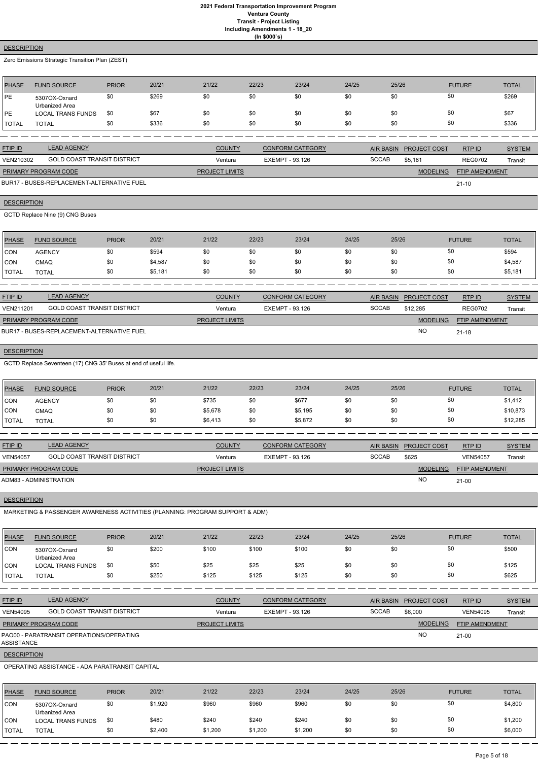**DESCRIPTION**

Zero Emissions Strategic Transition Plan (ZEST)

| PHASE | FUND SOURCE | PRIOR | 20/21 | 21/22 | 22/23 | 23/24 | 24/25 | 25/26 | FUTURE | TOTAL |
|---|---|---|---|---|---|---|---|---|---|---|
| PE | 5307OX-Oxnard Urbanized Area | $0 | $269 | $0 | $0 | $0 | $0 | $0 | $0 | $269 |
| PE | LOCAL TRANS FUNDS | $0 | $67 | $0 | $0 | $0 | $0 | $0 | $0 | $67 |
| TOTAL | TOTAL | $0 | $336 | $0 | $0 | $0 | $0 | $0 | $0 | $336 |

| FTIP ID | LEAD AGENCY | COUNTY | CONFORM CATEGORY | AIR BASIN | PROJECT COST | RTP ID | SYSTEM |
|---|---|---|---|---|---|---|---|
| VEN210302 | GOLD COAST TRANSIT DISTRICT | Ventura | EXEMPT - 93.126 | SCCAB | $5,181 | REG0702 | Transit |

| PRIMARY PROGRAM CODE | PROJECT LIMITS | MODELING | FTIP AMENDMENT |
|---|---|---|---|
| BUR17 - BUSES-REPLACEMENT-ALTERNATIVE FUEL | | | 21-10 |

**DESCRIPTION**

GCTD Replace Nine (9) CNG Buses

| PHASE | FUND SOURCE | PRIOR | 20/21 | 21/22 | 22/23 | 23/24 | 24/25 | 25/26 | FUTURE | TOTAL |
|---|---|---|---|---|---|---|---|---|---|---|
| CON | AGENCY | $0 | $594 | $0 | $0 | $0 | $0 | $0 | $0 | $594 |
| CON | CMAQ | $0 | $4,587 | $0 | $0 | $0 | $0 | $0 | $0 | $4,587 |
| TOTAL | TOTAL | $0 | $5,181 | $0 | $0 | $0 | $0 | $0 | $0 | $5,181 |

| FTIP ID | LEAD AGENCY | COUNTY | CONFORM CATEGORY | AIR BASIN | PROJECT COST | RTP ID | SYSTEM |
|---|---|---|---|---|---|---|---|
| VEN211201 | GOLD COAST TRANSIT DISTRICT | Ventura | EXEMPT - 93.126 | SCCAB | $12,285 | REG0702 | Transit |

| PRIMARY PROGRAM CODE | PROJECT LIMITS | MODELING | FTIP AMENDMENT |
|---|---|---|---|
| BUR17 - BUSES-REPLACEMENT-ALTERNATIVE FUEL | | NO | 21-18 |

**DESCRIPTION**

GCTD Replace Seventeen (17) CNG 35' Buses at end of useful life.

| PHASE | FUND SOURCE | PRIOR | 20/21 | 21/22 | 22/23 | 23/24 | 24/25 | 25/26 | FUTURE | TOTAL |
|---|---|---|---|---|---|---|---|---|---|---|
| CON | AGENCY | $0 | $0 | $735 | $0 | $677 | $0 | $0 | $0 | $1,412 |
| CON | CMAQ | $0 | $0 | $5,678 | $0 | $5,195 | $0 | $0 | $0 | $10,873 |
| TOTAL | TOTAL | $0 | $0 | $6,413 | $0 | $5,872 | $0 | $0 | $0 | $12,285 |

| FTIP ID | LEAD AGENCY | COUNTY | CONFORM CATEGORY | AIR BASIN | PROJECT COST | RTP ID | SYSTEM |
|---|---|---|---|---|---|---|---|
| VEN54057 | GOLD COAST TRANSIT DISTRICT | Ventura | EXEMPT - 93.126 | SCCAB | $625 | VEN54057 | Transit |

| PRIMARY PROGRAM CODE | PROJECT LIMITS | MODELING | FTIP AMENDMENT |
|---|---|---|---|
| ADM83 - ADMINISTRATION | | NO | 21-00 |

**DESCRIPTION**

MARKETING & PASSENGER AWARENESS ACTIVITIES (PLANNING: PROGRAM SUPPORT & ADM)

| PHASE | FUND SOURCE | PRIOR | 20/21 | 21/22 | 22/23 | 23/24 | 24/25 | 25/26 | FUTURE | TOTAL |
|---|---|---|---|---|---|---|---|---|---|---|
| CON | 5307OX-Oxnard Urbanized Area | $0 | $200 | $100 | $100 | $100 | $0 | $0 | $0 | $500 |
| CON | LOCAL TRANS FUNDS | $0 | $50 | $25 | $25 | $25 | $0 | $0 | $0 | $125 |
| TOTAL | TOTAL | $0 | $250 | $125 | $125 | $125 | $0 | $0 | $0 | $625 |

| FTIP ID | LEAD AGENCY | COUNTY | CONFORM CATEGORY | AIR BASIN | PROJECT COST | RTP ID | SYSTEM |
|---|---|---|---|---|---|---|---|
| VEN54095 | GOLD COAST TRANSIT DISTRICT | Ventura | EXEMPT - 93.126 | SCCAB | $6,000 | VEN54095 | Transit |

| PRIMARY PROGRAM CODE | PROJECT LIMITS | MODELING | FTIP AMENDMENT |
|---|---|---|---|
| PAO00 - PARATRANSIT OPERATIONS/OPERATING ASSISTANCE | | NO | 21-00 |

**DESCRIPTION**

OPERATING ASSISTANCE - ADA PARATRANSIT CAPITAL

| PHASE | FUND SOURCE | PRIOR | 20/21 | 21/22 | 22/23 | 23/24 | 24/25 | 25/26 | FUTURE | TOTAL |
|---|---|---|---|---|---|---|---|---|---|---|
| CON | 5307OX-Oxnard Urbanized Area | $0 | $1,920 | $960 | $960 | $960 | $0 | $0 | $0 | $4,800 |
| CON | LOCAL TRANS FUNDS | $0 | $480 | $240 | $240 | $240 | $0 | $0 | $0 | $1,200 |
| TOTAL | TOTAL | $0 | $2,400 | $1,200 | $1,200 | $1,200 | $0 | $0 | $0 | $6,000 |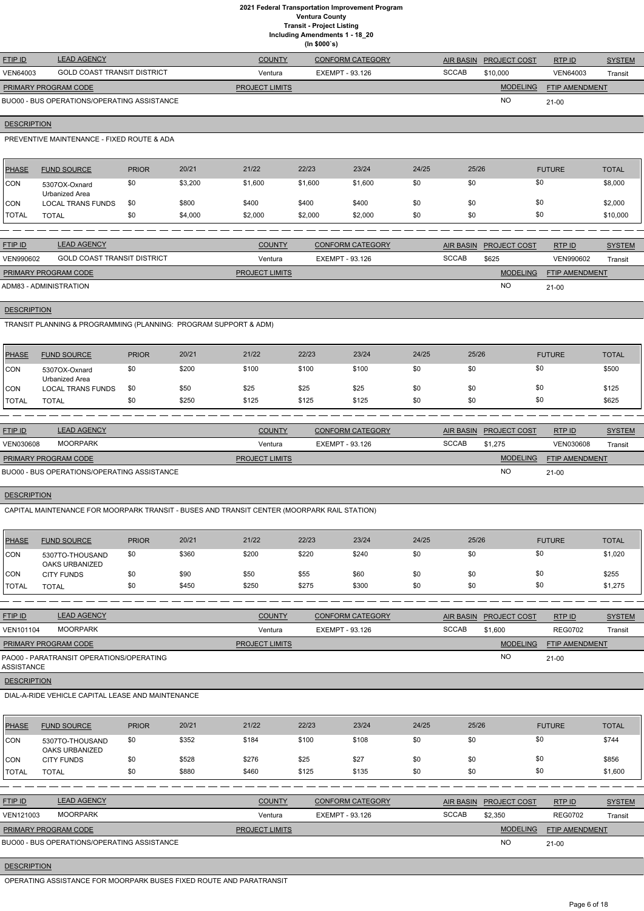# 2021 Federal Transportation Improvement Program
## Ventura County
### Transit - Project Listing
#### Including Amendments 1 - 18_20
(In $000`s)

| FTIP ID | LEAD AGENCY | COUNTY | CONFORM CATEGORY | AIR BASIN | PROJECT COST | RTP ID | SYSTEM |
|---|---|---|---|---|---|---|---|
| VEN64003 | GOLD COAST TRANSIT DISTRICT | Ventura | EXEMPT - 93.126 | SCCAB | $10,000 | VEN64003 | Transit |

| PRIMARY PROGRAM CODE | PROJECT LIMITS | MODELING | FTIP AMENDMENT |
|---|---|---|---|
| BUO00 - BUS OPERATIONS/OPERATING ASSISTANCE | | NO | 21-00 |

**DESCRIPTION**

PREVENTIVE MAINTENANCE - FIXED ROUTE & ADA

| PHASE | FUND SOURCE | PRIOR | 20/21 | 21/22 | 22/23 | 23/24 | 24/25 | 25/26 | FUTURE | TOTAL |
|---|---|---|---|---|---|---|---|---|---|---|
| CON | 5307OX-Oxnard Urbanized Area | $0 | $3,200 | $1,600 | $1,600 | $1,600 | $0 | $0 | $0 | $8,000 |
| CON | LOCAL TRANS FUNDS | $0 | $800 | $400 | $400 | $400 | $0 | $0 | $0 | $2,000 |
| TOTAL | TOTAL | $0 | $4,000 | $2,000 | $2,000 | $2,000 | $0 | $0 | $0 | $10,000 |

| FTIP ID | LEAD AGENCY | COUNTY | CONFORM CATEGORY | AIR BASIN | PROJECT COST | RTP ID | SYSTEM |
|---|---|---|---|---|---|---|---|
| VEN990602 | GOLD COAST TRANSIT DISTRICT | Ventura | EXEMPT - 93.126 | SCCAB | $625 | VEN990602 | Transit |

| PRIMARY PROGRAM CODE | PROJECT LIMITS | MODELING | FTIP AMENDMENT |
|---|---|---|---|
| ADM83 - ADMINISTRATION | | NO | 21-00 |

**DESCRIPTION**

TRANSIT PLANNING & PROGRAMMING (PLANNING: PROGRAM SUPPORT & ADM)

| PHASE | FUND SOURCE | PRIOR | 20/21 | 21/22 | 22/23 | 23/24 | 24/25 | 25/26 | FUTURE | TOTAL |
|---|---|---|---|---|---|---|---|---|---|---|
| CON | 5307OX-Oxnard Urbanized Area | $0 | $200 | $100 | $100 | $100 | $0 | $0 | $0 | $500 |
| CON | LOCAL TRANS FUNDS | $0 | $50 | $25 | $25 | $25 | $0 | $0 | $0 | $125 |
| TOTAL | TOTAL | $0 | $250 | $125 | $125 | $125 | $0 | $0 | $0 | $625 |

| FTIP ID | LEAD AGENCY | COUNTY | CONFORM CATEGORY | AIR BASIN | PROJECT COST | RTP ID | SYSTEM |
|---|---|---|---|---|---|---|---|
| VEN030608 | MOORPARK | Ventura | EXEMPT - 93.126 | SCCAB | $1,275 | VEN030608 | Transit |

| PRIMARY PROGRAM CODE | PROJECT LIMITS | MODELING | FTIP AMENDMENT |
|---|---|---|---|
| BUO00 - BUS OPERATIONS/OPERATING ASSISTANCE | | NO | 21-00 |

**DESCRIPTION**

CAPITAL MAINTENANCE FOR MOORPARK TRANSIT - BUSES AND TRANSIT CENTER (MOORPARK RAIL STATION)

| PHASE | FUND SOURCE | PRIOR | 20/21 | 21/22 | 22/23 | 23/24 | 24/25 | 25/26 | FUTURE | TOTAL |
|---|---|---|---|---|---|---|---|---|---|---|
| CON | 5307TO-THOUSAND OAKS URBANIZED | $0 | $360 | $200 | $220 | $240 | $0 | $0 | $0 | $1,020 |
| CON | CITY FUNDS | $0 | $90 | $50 | $55 | $60 | $0 | $0 | $0 | $255 |
| TOTAL | TOTAL | $0 | $450 | $250 | $275 | $300 | $0 | $0 | $0 | $1,275 |

| FTIP ID | LEAD AGENCY | COUNTY | CONFORM CATEGORY | AIR BASIN | PROJECT COST | RTP ID | SYSTEM |
|---|---|---|---|---|---|---|---|
| VEN101104 | MOORPARK | Ventura | EXEMPT - 93.126 | SCCAB | $1,600 | REG0702 | Transit |

| PRIMARY PROGRAM CODE | PROJECT LIMITS | MODELING | FTIP AMENDMENT |
|---|---|---|---|
| PAO00 - PARATRANSIT OPERATIONS/OPERATING ASSISTANCE | | NO | 21-00 |

**DESCRIPTION**

DIAL-A-RIDE VEHICLE CAPITAL LEASE AND MAINTENANCE

| PHASE | FUND SOURCE | PRIOR | 20/21 | 21/22 | 22/23 | 23/24 | 24/25 | 25/26 | FUTURE | TOTAL |
|---|---|---|---|---|---|---|---|---|---|---|
| CON | 5307TO-THOUSAND OAKS URBANIZED | $0 | $352 | $184 | $100 | $108 | $0 | $0 | $0 | $744 |
| CON | CITY FUNDS | $0 | $528 | $276 | $25 | $27 | $0 | $0 | $0 | $856 |
| TOTAL | TOTAL | $0 | $880 | $460 | $125 | $135 | $0 | $0 | $0 | $1,600 |

| FTIP ID | LEAD AGENCY | COUNTY | CONFORM CATEGORY | AIR BASIN | PROJECT COST | RTP ID | SYSTEM |
|---|---|---|---|---|---|---|---|
| VEN121003 | MOORPARK | Ventura | EXEMPT - 93.126 | SCCAB | $2,350 | REG0702 | Transit |

| PRIMARY PROGRAM CODE | PROJECT LIMITS | MODELING | FTIP AMENDMENT |
|---|---|---|---|
| BUO00 - BUS OPERATIONS/OPERATING ASSISTANCE | | NO | 21-00 |

**DESCRIPTION**

OPERATING ASSISTANCE FOR MOORPARK BUSES FIXED ROUTE AND PARATRANSIT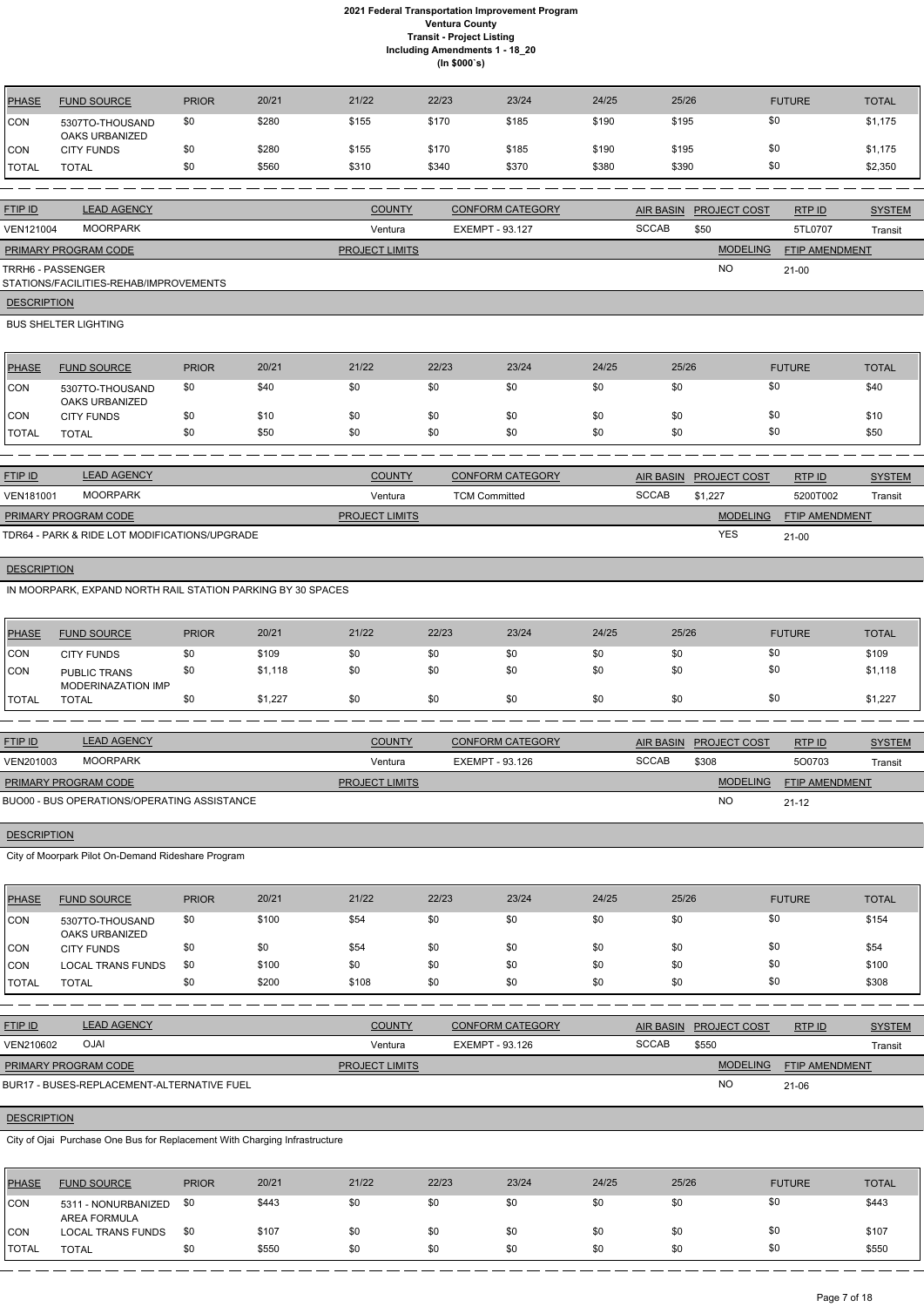# 2021 Federal Transportation Improvement Program
## Ventura County
## Transit - Project Listing
## Including Amendments 1 - 18_20
## (In $000`s)

| PHASE | FUND SOURCE | PRIOR | 20/21 | 21/22 | 22/23 | 23/24 | 24/25 | 25/26 | FUTURE | TOTAL |
|---|---|---|---|---|---|---|---|---|---|---|
| CON | 5307TO-THOUSAND OAKS URBANIZED | $0 | $280 | $155 | $170 | $185 | $190 | $195 | $0 | $1,175 |
| CON | CITY FUNDS | $0 | $280 | $155 | $170 | $185 | $190 | $195 | $0 | $1,175 |
| TOTAL | TOTAL | $0 | $560 | $310 | $340 | $370 | $380 | $390 | $0 | $2,350 |

| FTIP ID | LEAD AGENCY | COUNTY | CONFORM CATEGORY | AIR BASIN | PROJECT COST | RTP ID | SYSTEM |
|---|---|---|---|---|---|---|---|
| VEN121004 | MOORPARK | Ventura | EXEMPT - 93.127 | SCCAB | $50 | 5TL0707 | Transit |

| PRIMARY PROGRAM CODE | PROJECT LIMITS | MODELING | FTIP AMENDMENT |
|---|---|---|---|
| TRRH6 - PASSENGER STATIONS/FACILITIES-REHAB/IMPROVEMENTS | | NO | 21-00 |

**DESCRIPTION**

BUS SHELTER LIGHTING

| PHASE | FUND SOURCE | PRIOR | 20/21 | 21/22 | 22/23 | 23/24 | 24/25 | 25/26 | FUTURE | TOTAL |
|---|---|---|---|---|---|---|---|---|---|---|
| CON | 5307TO-THOUSAND OAKS URBANIZED | $0 | $40 | $0 | $0 | $0 | $0 | $0 | $0 | $40 |
| CON | CITY FUNDS | $0 | $10 | $0 | $0 | $0 | $0 | $0 | $0 | $10 |
| TOTAL | TOTAL | $0 | $50 | $0 | $0 | $0 | $0 | $0 | $0 | $50 |

| FTIP ID | LEAD AGENCY | COUNTY | CONFORM CATEGORY | AIR BASIN | PROJECT COST | RTP ID | SYSTEM |
|---|---|---|---|---|---|---|---|
| VEN181001 | MOORPARK | Ventura | TCM Committed | SCCAB | $1,227 | 5200T002 | Transit |

| PRIMARY PROGRAM CODE | PROJECT LIMITS | MODELING | FTIP AMENDMENT |
|---|---|---|---|
| TDR64 - PARK & RIDE LOT MODIFICATIONS/UPGRADE | | YES | 21-00 |

**DESCRIPTION**

IN MOORPARK, EXPAND NORTH RAIL STATION PARKING BY 30 SPACES

| PHASE | FUND SOURCE | PRIOR | 20/21 | 21/22 | 22/23 | 23/24 | 24/25 | 25/26 | FUTURE | TOTAL |
|---|---|---|---|---|---|---|---|---|---|---|
| CON | CITY FUNDS | $0 | $109 | $0 | $0 | $0 | $0 | $0 | $0 | $109 |
| CON | PUBLIC TRANS MODERINAZATION IMP | $0 | $1,118 | $0 | $0 | $0 | $0 | $0 | $0 | $1,118 |
| TOTAL | TOTAL | $0 | $1,227 | $0 | $0 | $0 | $0 | $0 | $0 | $1,227 |

| FTIP ID | LEAD AGENCY | COUNTY | CONFORM CATEGORY | AIR BASIN | PROJECT COST | RTP ID | SYSTEM |
|---|---|---|---|---|---|---|---|
| VEN201003 | MOORPARK | Ventura | EXEMPT - 93.126 | SCCAB | $308 | 5O0703 | Transit |

| PRIMARY PROGRAM CODE | PROJECT LIMITS | MODELING | FTIP AMENDMENT |
|---|---|---|---|
| BUO00 - BUS OPERATIONS/OPERATING ASSISTANCE | | NO | 21-12 |

**DESCRIPTION**

City of Moorpark Pilot On-Demand Rideshare Program

| PHASE | FUND SOURCE | PRIOR | 20/21 | 21/22 | 22/23 | 23/24 | 24/25 | 25/26 | FUTURE | TOTAL |
|---|---|---|---|---|---|---|---|---|---|---|
| CON | 5307TO-THOUSAND OAKS URBANIZED | $0 | $100 | $54 | $0 | $0 | $0 | $0 | $0 | $154 |
| CON | CITY FUNDS | $0 | $0 | $54 | $0 | $0 | $0 | $0 | $0 | $54 |
| CON | LOCAL TRANS FUNDS | $0 | $100 | $0 | $0 | $0 | $0 | $0 | $0 | $100 |
| TOTAL | TOTAL | $0 | $200 | $108 | $0 | $0 | $0 | $0 | $0 | $308 |

| FTIP ID | LEAD AGENCY | COUNTY | CONFORM CATEGORY | AIR BASIN | PROJECT COST | RTP ID | SYSTEM |
|---|---|---|---|---|---|---|---|
| VEN210602 | OJAI | Ventura | EXEMPT - 93.126 | SCCAB | $550 | | Transit |

| PRIMARY PROGRAM CODE | PROJECT LIMITS | MODELING | FTIP AMENDMENT |
|---|---|---|---|
| BUR17 - BUSES-REPLACEMENT-ALTERNATIVE FUEL | | NO | 21-06 |

**DESCRIPTION**

City of Ojai  Purchase One Bus for Replacement With Charging Infrastructure

| PHASE | FUND SOURCE | PRIOR | 20/21 | 21/22 | 22/23 | 23/24 | 24/25 | 25/26 | FUTURE | TOTAL |
|---|---|---|---|---|---|---|---|---|---|---|
| CON | 5311 - NONURBANIZED AREA FORMULA | $0 | $443 | $0 | $0 | $0 | $0 | $0 | $0 | $443 |
| CON | LOCAL TRANS FUNDS | $0 | $107 | $0 | $0 | $0 | $0 | $0 | $0 | $107 |
| TOTAL | TOTAL | $0 | $550 | $0 | $0 | $0 | $0 | $0 | $0 | $550 |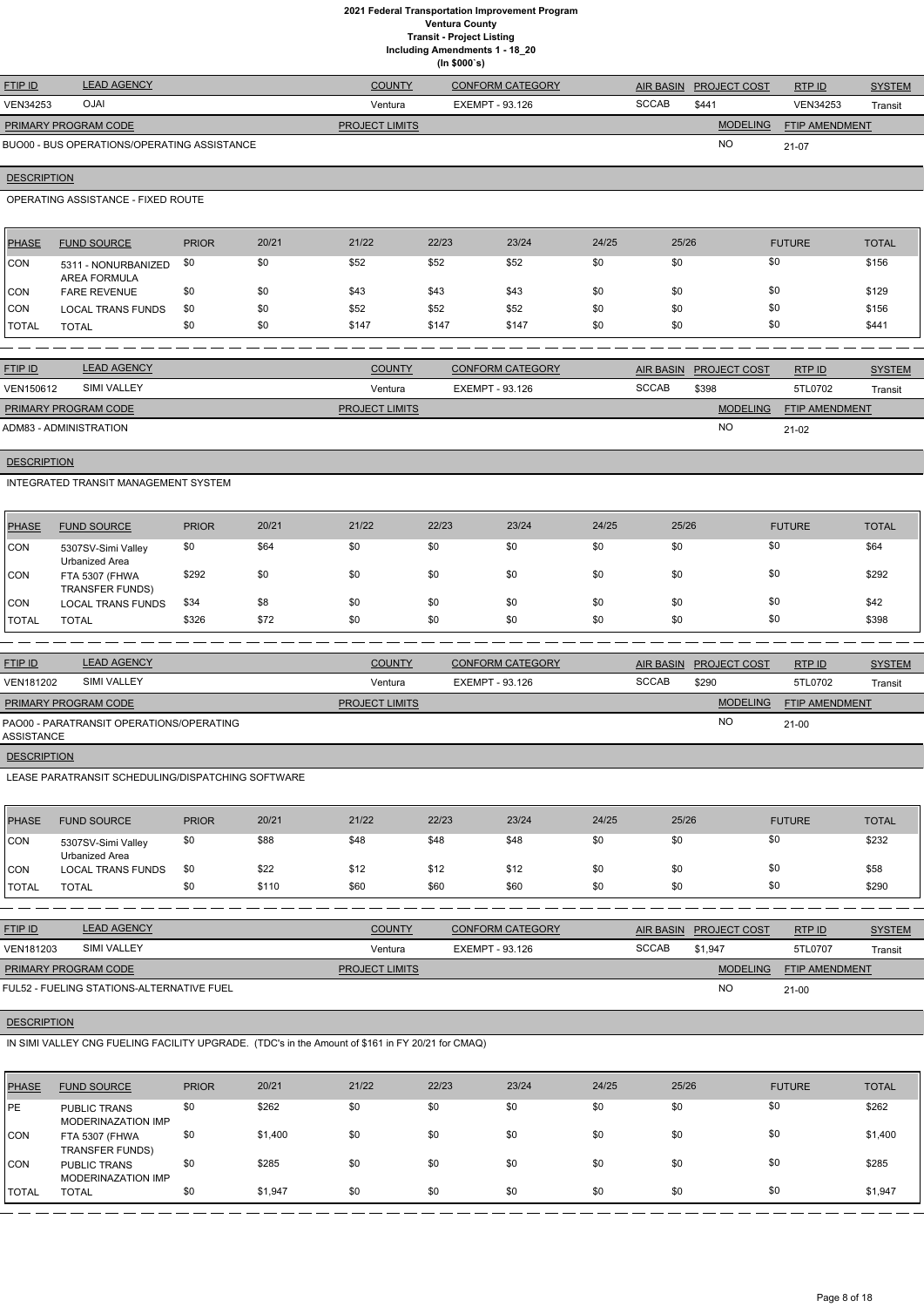# 2021 Federal Transportation Improvement Program
## Ventura County
## Transit - Project Listing
## Including Amendments 1 - 18_20
## (In $000`s)

| FTIP ID | LEAD AGENCY | COUNTY | CONFORM CATEGORY | AIR BASIN | PROJECT COST | RTP ID | SYSTEM |
|---|---|---|---|---|---|---|---|
| VEN34253 | OJAI | Ventura | EXEMPT - 93.126 | SCCAB | $441 | VEN34253 | Transit |

| PRIMARY PROGRAM CODE | PROJECT LIMITS | MODELING | FTIP AMENDMENT |
|---|---|---|---|
| BUO00 - BUS OPERATIONS/OPERATING ASSISTANCE | | NO | 21-07 |

**DESCRIPTION**

OPERATING ASSISTANCE - FIXED ROUTE

| PHASE | FUND SOURCE | PRIOR | 20/21 | 21/22 | 22/23 | 23/24 | 24/25 | 25/26 | FUTURE | TOTAL |
|---|---|---|---|---|---|---|---|---|---|---|
| CON | 5311 - NONURBANIZED AREA FORMULA | $0 | $0 | $52 | $52 | $52 | $0 | $0 | $0 | $156 |
| CON | FARE REVENUE | $0 | $0 | $43 | $43 | $43 | $0 | $0 | $0 | $129 |
| CON | LOCAL TRANS FUNDS | $0 | $0 | $52 | $52 | $52 | $0 | $0 | $0 | $156 |
| TOTAL | TOTAL | $0 | $0 | $147 | $147 | $147 | $0 | $0 | $0 | $441 |

| FTIP ID | LEAD AGENCY | COUNTY | CONFORM CATEGORY | AIR BASIN | PROJECT COST | RTP ID | SYSTEM |
|---|---|---|---|---|---|---|---|
| VEN150612 | SIMI VALLEY | Ventura | EXEMPT - 93.126 | SCCAB | $398 | 5TL0702 | Transit |

| PRIMARY PROGRAM CODE | PROJECT LIMITS | MODELING | FTIP AMENDMENT |
|---|---|---|---|
| ADM83 - ADMINISTRATION | | NO | 21-02 |

**DESCRIPTION**

INTEGRATED TRANSIT MANAGEMENT SYSTEM

| PHASE | FUND SOURCE | PRIOR | 20/21 | 21/22 | 22/23 | 23/24 | 24/25 | 25/26 | FUTURE | TOTAL |
|---|---|---|---|---|---|---|---|---|---|---|
| CON | 5307SV-Simi Valley Urbanized Area | $0 | $64 | $0 | $0 | $0 | $0 | $0 | $0 | $64 |
| CON | FTA 5307 (FHWA TRANSFER FUNDS) | $292 | $0 | $0 | $0 | $0 | $0 | $0 | $0 | $292 |
| CON | LOCAL TRANS FUNDS | $34 | $8 | $0 | $0 | $0 | $0 | $0 | $0 | $42 |
| TOTAL | TOTAL | $326 | $72 | $0 | $0 | $0 | $0 | $0 | $0 | $398 |

| FTIP ID | LEAD AGENCY | COUNTY | CONFORM CATEGORY | AIR BASIN | PROJECT COST | RTP ID | SYSTEM |
|---|---|---|---|---|---|---|---|
| VEN181202 | SIMI VALLEY | Ventura | EXEMPT - 93.126 | SCCAB | $290 | 5TL0702 | Transit |

| PRIMARY PROGRAM CODE | PROJECT LIMITS | MODELING | FTIP AMENDMENT |
|---|---|---|---|
| PAO00 - PARATRANSIT OPERATIONS/OPERATING ASSISTANCE | | NO | 21-00 |

**DESCRIPTION**

LEASE PARATRANSIT SCHEDULING/DISPATCHING SOFTWARE

| PHASE | FUND SOURCE | PRIOR | 20/21 | 21/22 | 22/23 | 23/24 | 24/25 | 25/26 | FUTURE | TOTAL |
|---|---|---|---|---|---|---|---|---|---|---|
| CON | 5307SV-Simi Valley Urbanized Area | $0 | $88 | $48 | $48 | $48 | $0 | $0 | $0 | $232 |
| CON | LOCAL TRANS FUNDS | $0 | $22 | $12 | $12 | $12 | $0 | $0 | $0 | $58 |
| TOTAL | TOTAL | $0 | $110 | $60 | $60 | $60 | $0 | $0 | $0 | $290 |

| FTIP ID | LEAD AGENCY | COUNTY | CONFORM CATEGORY | AIR BASIN | PROJECT COST | RTP ID | SYSTEM |
|---|---|---|---|---|---|---|---|
| VEN181203 | SIMI VALLEY | Ventura | EXEMPT - 93.126 | SCCAB | $1,947 | 5TL0707 | Transit |

| PRIMARY PROGRAM CODE | PROJECT LIMITS | MODELING | FTIP AMENDMENT |
|---|---|---|---|
| FUL52 - FUELING STATIONS-ALTERNATIVE FUEL | | NO | 21-00 |

**DESCRIPTION**

IN SIMI VALLEY CNG FUELING FACILITY UPGRADE. (TDC's in the Amount of $161 in FY 20/21 for CMAQ)

| PHASE | FUND SOURCE | PRIOR | 20/21 | 21/22 | 22/23 | 23/24 | 24/25 | 25/26 | FUTURE | TOTAL |
|---|---|---|---|---|---|---|---|---|---|---|
| PE | PUBLIC TRANS MODERINAZATION IMP | $0 | $262 | $0 | $0 | $0 | $0 | $0 | $0 | $262 |
| CON | FTA 5307 (FHWA TRANSFER FUNDS) | $0 | $1,400 | $0 | $0 | $0 | $0 | $0 | $0 | $1,400 |
| CON | PUBLIC TRANS MODERINAZATION IMP | $0 | $285 | $0 | $0 | $0 | $0 | $0 | $0 | $285 |
| TOTAL | TOTAL | $0 | $1,947 | $0 | $0 | $0 | $0 | $0 | $0 | $1,947 |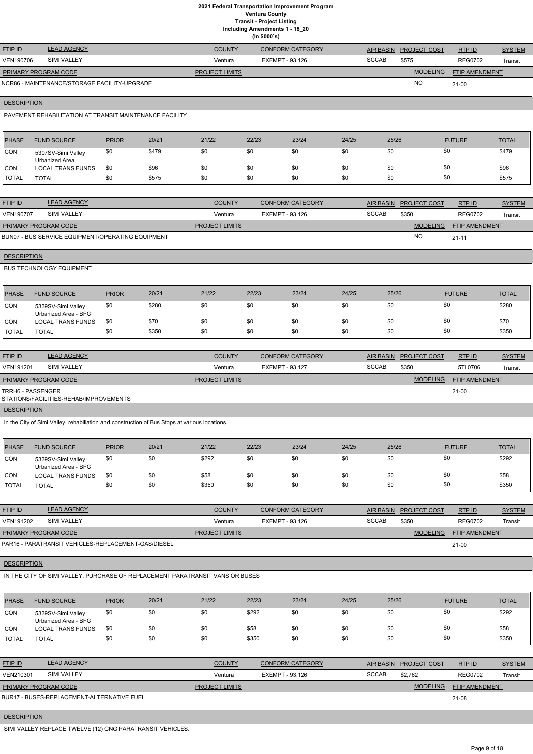# 2021 Federal Transportation Improvement Program
## Ventura County
### Transit - Project Listing
### Including Amendments 1 - 18_20
### (In $000`s)

| FTIP ID | LEAD AGENCY | COUNTY | CONFORM CATEGORY | AIR BASIN | PROJECT COST | RTP ID | SYSTEM |
|---|---|---|---|---|---|---|---|
| VEN190706 | SIMI VALLEY | Ventura | EXEMPT - 93.126 | SCCAB | $575 | REG0702 | Transit |

| PRIMARY PROGRAM CODE | PROJECT LIMITS | MODELING | FTIP AMENDMENT |
|---|---|---|---|
| NCR86 - MAINTENANCE/STORAGE FACILITY-UPGRADE | | NO | 21-00 |

**DESCRIPTION**

PAVEMENT REHABILITATION AT TRANSIT MAINTENANCE FACILITY

| PHASE | FUND SOURCE | PRIOR | 20/21 | 21/22 | 22/23 | 23/24 | 24/25 | 25/26 | FUTURE | TOTAL |
|---|---|---|---|---|---|---|---|---|---|---|
| CON | 5307SV-Simi Valley Urbanized Area | $0 | $479 | $0 | $0 | $0 | $0 | $0 | $0 | $479 |
| CON | LOCAL TRANS FUNDS | $0 | $96 | $0 | $0 | $0 | $0 | $0 | $0 | $96 |
| TOTAL | TOTAL | $0 | $575 | $0 | $0 | $0 | $0 | $0 | $0 | $575 |

| FTIP ID | LEAD AGENCY | COUNTY | CONFORM CATEGORY | AIR BASIN | PROJECT COST | RTP ID | SYSTEM |
|---|---|---|---|---|---|---|---|
| VEN190707 | SIMI VALLEY | Ventura | EXEMPT - 93.126 | SCCAB | $350 | REG0702 | Transit |

| PRIMARY PROGRAM CODE | PROJECT LIMITS | MODELING | FTIP AMENDMENT |
|---|---|---|---|
| BUN07 - BUS SERVICE EQUIPMENT/OPERATING EQUIPMENT | | NO | 21-11 |

**DESCRIPTION**

BUS TECHNOLOGY EQUIPMENT

| PHASE | FUND SOURCE | PRIOR | 20/21 | 21/22 | 22/23 | 23/24 | 24/25 | 25/26 | FUTURE | TOTAL |
|---|---|---|---|---|---|---|---|---|---|---|
| CON | 5339SV-Simi Valley Urbanized Area - BFG | $0 | $280 | $0 | $0 | $0 | $0 | $0 | $0 | $280 |
| CON | LOCAL TRANS FUNDS | $0 | $70 | $0 | $0 | $0 | $0 | $0 | $0 | $70 |
| TOTAL | TOTAL | $0 | $350 | $0 | $0 | $0 | $0 | $0 | $0 | $350 |

| FTIP ID | LEAD AGENCY | COUNTY | CONFORM CATEGORY | AIR BASIN | PROJECT COST | RTP ID | SYSTEM |
|---|---|---|---|---|---|---|---|
| VEN191201 | SIMI VALLEY | Ventura | EXEMPT - 93.127 | SCCAB | $350 | 5TL0706 | Transit |

| PRIMARY PROGRAM CODE | PROJECT LIMITS | MODELING | FTIP AMENDMENT |
|---|---|---|---|
| TRRH6 - PASSENGER STATIONS/FACILITIES-REHAB/IMPROVEMENTS | | | 21-00 |

**DESCRIPTION**

In the City of Simi Valley, rehabiliation and construction of Bus Stops at various locations.

| PHASE | FUND SOURCE | PRIOR | 20/21 | 21/22 | 22/23 | 23/24 | 24/25 | 25/26 | FUTURE | TOTAL |
|---|---|---|---|---|---|---|---|---|---|---|
| CON | 5339SV-Simi Valley Urbanized Area - BFG | $0 | $0 | $292 | $0 | $0 | $0 | $0 | $0 | $292 |
| CON | LOCAL TRANS FUNDS | $0 | $0 | $58 | $0 | $0 | $0 | $0 | $0 | $58 |
| TOTAL | TOTAL | $0 | $0 | $350 | $0 | $0 | $0 | $0 | $0 | $350 |

| FTIP ID | LEAD AGENCY | COUNTY | CONFORM CATEGORY | AIR BASIN | PROJECT COST | RTP ID | SYSTEM |
|---|---|---|---|---|---|---|---|
| VEN191202 | SIMI VALLEY | Ventura | EXEMPT - 93.126 | SCCAB | $350 | REG0702 | Transit |

| PRIMARY PROGRAM CODE | PROJECT LIMITS | MODELING | FTIP AMENDMENT |
|---|---|---|---|
| PAR16 - PARATRANSIT VEHICLES-REPLACEMENT-GAS/DIESEL | | | 21-00 |

**DESCRIPTION**

IN THE CITY OF SIMI VALLEY, PURCHASE OF REPLACEMENT PARATRANSIT VANS OR BUSES

| PHASE | FUND SOURCE | PRIOR | 20/21 | 21/22 | 22/23 | 23/24 | 24/25 | 25/26 | FUTURE | TOTAL |
|---|---|---|---|---|---|---|---|---|---|---|
| CON | 5339SV-Simi Valley Urbanized Area - BFG | $0 | $0 | $0 | $292 | $0 | $0 | $0 | $0 | $292 |
| CON | LOCAL TRANS FUNDS | $0 | $0 | $0 | $58 | $0 | $0 | $0 | $0 | $58 |
| TOTAL | TOTAL | $0 | $0 | $0 | $350 | $0 | $0 | $0 | $0 | $350 |

| FTIP ID | LEAD AGENCY | COUNTY | CONFORM CATEGORY | AIR BASIN | PROJECT COST | RTP ID | SYSTEM |
|---|---|---|---|---|---|---|---|
| VEN210301 | SIMI VALLEY | Ventura | EXEMPT - 93.126 | SCCAB | $2,762 | REG0702 | Transit |

| PRIMARY PROGRAM CODE | PROJECT LIMITS | MODELING | FTIP AMENDMENT |
|---|---|---|---|
| BUR17 - BUSES-REPLACEMENT-ALTERNATIVE FUEL | | | 21-08 |

**DESCRIPTION**

SIMI VALLEY REPLACE TWELVE (12) CNG PARATRANSIT VEHICLES.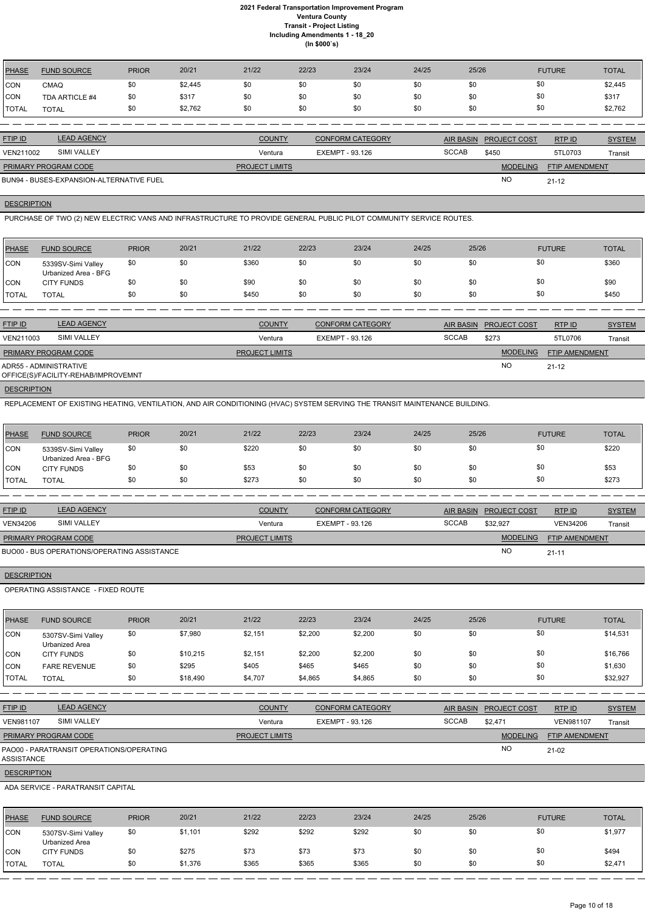# 2021 Federal Transportation Improvement Program
## Ventura County
## Transit - Project Listing
## Including Amendments 1 - 18_20
## (In $000`s)

| PHASE | FUND SOURCE | PRIOR | 20/21 | 21/22 | 22/23 | 23/24 | 24/25 | 25/26 | FUTURE | TOTAL |
|---|---|---|---|---|---|---|---|---|---|---|
| CON | CMAQ | $0 | $2,445 | $0 | $0 | $0 | $0 | $0 | $0 | $2,445 |
| CON | TDA ARTICLE #4 | $0 | $317 | $0 | $0 | $0 | $0 | $0 | $0 | $317 |
| TOTAL | TOTAL | $0 | $2,762 | $0 | $0 | $0 | $0 | $0 | $0 | $2,762 |

| FTIP ID | LEAD AGENCY | COUNTY | CONFORM CATEGORY | AIR BASIN | PROJECT COST | RTP ID | SYSTEM |
|---|---|---|---|---|---|---|---|
| VEN211002 | SIMI VALLEY | Ventura | EXEMPT - 93.126 | SCCAB | $450 | 5TL0703 | Transit |

| PRIMARY PROGRAM CODE | PROJECT LIMITS | MODELING | FTIP AMENDMENT |
|---|---|---|---|
| BUN94 - BUSES-EXPANSION-ALTERNATIVE FUEL | | NO | 21-12 |

**DESCRIPTION**

PURCHASE OF TWO (2) NEW ELECTRIC VANS AND INFRASTRUCTURE TO PROVIDE GENERAL PUBLIC PILOT COMMUNITY SERVICE ROUTES.

| PHASE | FUND SOURCE | PRIOR | 20/21 | 21/22 | 22/23 | 23/24 | 24/25 | 25/26 | FUTURE | TOTAL |
|---|---|---|---|---|---|---|---|---|---|---|
| CON | 5339SV-Simi Valley Urbanized Area - BFG | $0 | $0 | $360 | $0 | $0 | $0 | $0 | $0 | $360 |
| CON | CITY FUNDS | $0 | $0 | $90 | $0 | $0 | $0 | $0 | $0 | $90 |
| TOTAL | TOTAL | $0 | $0 | $450 | $0 | $0 | $0 | $0 | $0 | $450 |

| FTIP ID | LEAD AGENCY | COUNTY | CONFORM CATEGORY | AIR BASIN | PROJECT COST | RTP ID | SYSTEM |
|---|---|---|---|---|---|---|---|
| VEN211003 | SIMI VALLEY | Ventura | EXEMPT - 93.126 | SCCAB | $273 | 5TL0706 | Transit |

| PRIMARY PROGRAM CODE | PROJECT LIMITS | MODELING | FTIP AMENDMENT |
|---|---|---|---|
| ADR55 - ADMINISTRATIVE OFFICE(S)/FACILITY-REHAB/IMPROVEMNT | | NO | 21-12 |

**DESCRIPTION**

REPLACEMENT OF EXISTING HEATING, VENTILATION, AND AIR CONDITIONING (HVAC) SYSTEM SERVING THE TRANSIT MAINTENANCE BUILDING.

| PHASE | FUND SOURCE | PRIOR | 20/21 | 21/22 | 22/23 | 23/24 | 24/25 | 25/26 | FUTURE | TOTAL |
|---|---|---|---|---|---|---|---|---|---|---|
| CON | 5339SV-Simi Valley Urbanized Area - BFG | $0 | $0 | $220 | $0 | $0 | $0 | $0 | $0 | $220 |
| CON | CITY FUNDS | $0 | $0 | $53 | $0 | $0 | $0 | $0 | $0 | $53 |
| TOTAL | TOTAL | $0 | $0 | $273 | $0 | $0 | $0 | $0 | $0 | $273 |

| FTIP ID | LEAD AGENCY | COUNTY | CONFORM CATEGORY | AIR BASIN | PROJECT COST | RTP ID | SYSTEM |
|---|---|---|---|---|---|---|---|
| VEN34206 | SIMI VALLEY | Ventura | EXEMPT - 93.126 | SCCAB | $32,927 | VEN34206 | Transit |

| PRIMARY PROGRAM CODE | PROJECT LIMITS | MODELING | FTIP AMENDMENT |
|---|---|---|---|
| BUO00 - BUS OPERATIONS/OPERATING ASSISTANCE | | NO | 21-11 |

**DESCRIPTION**

OPERATING ASSISTANCE - FIXED ROUTE

| PHASE | FUND SOURCE | PRIOR | 20/21 | 21/22 | 22/23 | 23/24 | 24/25 | 25/26 | FUTURE | TOTAL |
|---|---|---|---|---|---|---|---|---|---|---|
| CON | 5307SV-Simi Valley Urbanized Area | $0 | $7,980 | $2,151 | $2,200 | $2,200 | $0 | $0 | $0 | $14,531 |
| CON | CITY FUNDS | $0 | $10,215 | $2,151 | $2,200 | $2,200 | $0 | $0 | $0 | $16,766 |
| CON | FARE REVENUE | $0 | $295 | $405 | $465 | $465 | $0 | $0 | $0 | $1,630 |
| TOTAL | TOTAL | $0 | $18,490 | $4,707 | $4,865 | $4,865 | $0 | $0 | $0 | $32,927 |

| FTIP ID | LEAD AGENCY | COUNTY | CONFORM CATEGORY | AIR BASIN | PROJECT COST | RTP ID | SYSTEM |
|---|---|---|---|---|---|---|---|
| VEN981107 | SIMI VALLEY | Ventura | EXEMPT - 93.126 | SCCAB | $2,471 | VEN981107 | Transit |

| PRIMARY PROGRAM CODE | PROJECT LIMITS | MODELING | FTIP AMENDMENT |
|---|---|---|---|
| PAO00 - PARATRANSIT OPERATIONS/OPERATING ASSISTANCE | | NO | 21-02 |

**DESCRIPTION**

ADA SERVICE - PARATRANSIT CAPITAL

| PHASE | FUND SOURCE | PRIOR | 20/21 | 21/22 | 22/23 | 23/24 | 24/25 | 25/26 | FUTURE | TOTAL |
|---|---|---|---|---|---|---|---|---|---|---|
| CON | 5307SV-Simi Valley Urbanized Area | $0 | $1,101 | $292 | $292 | $292 | $0 | $0 | $0 | $1,977 |
| CON | CITY FUNDS | $0 | $275 | $73 | $73 | $73 | $0 | $0 | $0 | $494 |
| TOTAL | TOTAL | $0 | $1,376 | $365 | $365 | $365 | $0 | $0 | $0 | $2,471 |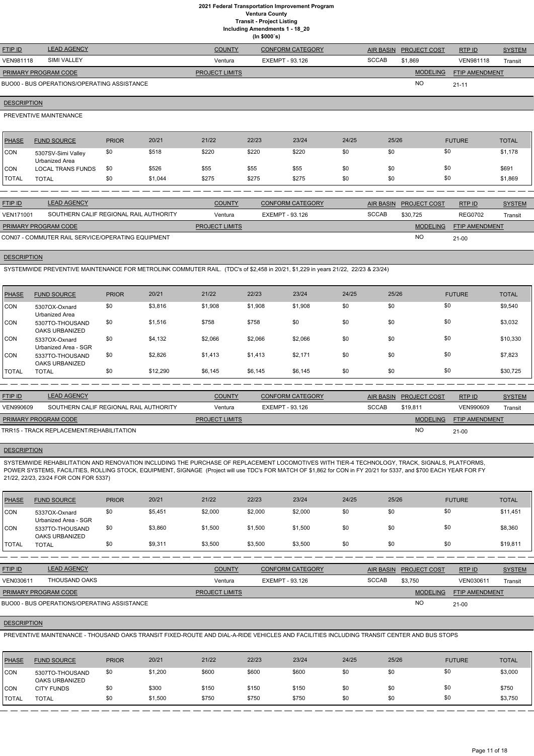# 2021 Federal Transportation Improvement Program
## Ventura County
### Transit - Project Listing
### Including Amendments 1 - 18_20
### (In $000`s)

| FTIP ID | LEAD AGENCY | COUNTY | CONFORM CATEGORY | AIR BASIN | PROJECT COST | RTP ID | SYSTEM |
|---|---|---|---|---|---|---|---|
| VEN981118 | SIMI VALLEY | Ventura | EXEMPT - 93.126 | SCCAB | $1,869 | VEN981118 | Transit |

| PRIMARY PROGRAM CODE | PROJECT LIMITS | MODELING | FTIP AMENDMENT |
|---|---|---|---|
| BUO00 - BUS OPERATIONS/OPERATING ASSISTANCE | | NO | 21-11 |

**DESCRIPTION**

PREVENTIVE MAINTENANCE

| PHASE | FUND SOURCE | PRIOR | 20/21 | 21/22 | 22/23 | 23/24 | 24/25 | 25/26 | FUTURE | TOTAL |
|---|---|---|---|---|---|---|---|---|---|---|
| CON | 5307SV-Simi Valley Urbanized Area | $0 | $518 | $220 | $220 | $220 | $0 | $0 | $0 | $1,178 |
| CON | LOCAL TRANS FUNDS | $0 | $526 | $55 | $55 | $55 | $0 | $0 | $0 | $691 |
| TOTAL | TOTAL | $0 | $1,044 | $275 | $275 | $275 | $0 | $0 | $0 | $1,869 |

| FTIP ID | LEAD AGENCY | COUNTY | CONFORM CATEGORY | AIR BASIN | PROJECT COST | RTP ID | SYSTEM |
|---|---|---|---|---|---|---|---|
| VEN171001 | SOUTHERN CALIF REGIONAL RAIL AUTHORITY | Ventura | EXEMPT - 93.126 | SCCAB | $30,725 | REG0702 | Transit |

| PRIMARY PROGRAM CODE | PROJECT LIMITS | MODELING | FTIP AMENDMENT |
|---|---|---|---|
| CON07 - COMMUTER RAIL SERVICE/OPERATING EQUIPMENT | | NO | 21-00 |

**DESCRIPTION**

SYSTEMWIDE PREVENTIVE MAINTENANCE FOR METROLINK COMMUTER RAIL. (TDC's of $2,458 in 20/21, $1,229 in years 21/22, 22/23 & 23/24)

| PHASE | FUND SOURCE | PRIOR | 20/21 | 21/22 | 22/23 | 23/24 | 24/25 | 25/26 | FUTURE | TOTAL |
|---|---|---|---|---|---|---|---|---|---|---|
| CON | 5307OX-Oxnard Urbanized Area | $0 | $3,816 | $1,908 | $1,908 | $1,908 | $0 | $0 | $0 | $9,540 |
| CON | 5307TO-THOUSAND OAKS URBANIZED | $0 | $1,516 | $758 | $758 | $0 | $0 | $0 | $0 | $3,032 |
| CON | 5337OX-Oxnard Urbanized Area - SGR | $0 | $4,132 | $2,066 | $2,066 | $2,066 | $0 | $0 | $0 | $10,330 |
| CON | 5337TO-THOUSAND OAKS URBANIZED | $0 | $2,826 | $1,413 | $1,413 | $2,171 | $0 | $0 | $0 | $7,823 |
| TOTAL | TOTAL | $0 | $12,290 | $6,145 | $6,145 | $6,145 | $0 | $0 | $0 | $30,725 |

| FTIP ID | LEAD AGENCY | COUNTY | CONFORM CATEGORY | AIR BASIN | PROJECT COST | RTP ID | SYSTEM |
|---|---|---|---|---|---|---|---|
| VEN990609 | SOUTHERN CALIF REGIONAL RAIL AUTHORITY | Ventura | EXEMPT - 93.126 | SCCAB | $19,811 | VEN990609 | Transit |

| PRIMARY PROGRAM CODE | PROJECT LIMITS | MODELING | FTIP AMENDMENT |
|---|---|---|---|
| TRR15 - TRACK REPLACEMENT/REHABILITATION | | NO | 21-00 |

**DESCRIPTION**

SYSTEMWIDE REHABILITATION AND RENOVATION INCLUDING THE PURCHASE OF REPLACEMENT LOCOMOTIVES WITH TIER-4 TECHNOLOGY, TRACK, SIGNALS, PLATFORMS, POWER SYSTEMS, FACILITIES, ROLLING STOCK, EQUIPMENT, SIGNAGE (Project will use TDC's FOR MATCH OF $1,862 for CON in FY 20/21 for 5337, and $700 EACH YEAR FOR FY 21/22, 22/23, 23/24 FOR CON FOR 5337)

| PHASE | FUND SOURCE | PRIOR | 20/21 | 21/22 | 22/23 | 23/24 | 24/25 | 25/26 | FUTURE | TOTAL |
|---|---|---|---|---|---|---|---|---|---|---|
| CON | 5337OX-Oxnard Urbanized Area - SGR | $0 | $5,451 | $2,000 | $2,000 | $2,000 | $0 | $0 | $0 | $11,451 |
| CON | 5337TO-THOUSAND OAKS URBANIZED | $0 | $3,860 | $1,500 | $1,500 | $1,500 | $0 | $0 | $0 | $8,360 |
| TOTAL | TOTAL | $0 | $9,311 | $3,500 | $3,500 | $3,500 | $0 | $0 | $0 | $19,811 |

| FTIP ID | LEAD AGENCY | COUNTY | CONFORM CATEGORY | AIR BASIN | PROJECT COST | RTP ID | SYSTEM |
|---|---|---|---|---|---|---|---|
| VEN030611 | THOUSAND OAKS | Ventura | EXEMPT - 93.126 | SCCAB | $3,750 | VEN030611 | Transit |

| PRIMARY PROGRAM CODE | PROJECT LIMITS | MODELING | FTIP AMENDMENT |
|---|---|---|---|
| BUO00 - BUS OPERATIONS/OPERATING ASSISTANCE | | NO | 21-00 |

**DESCRIPTION**

PREVENTIVE MAINTENANCE - THOUSAND OAKS TRANSIT FIXED-ROUTE AND DIAL-A-RIDE VEHICLES AND FACILITIES INCLUDING TRANSIT CENTER AND BUS STOPS

| PHASE | FUND SOURCE | PRIOR | 20/21 | 21/22 | 22/23 | 23/24 | 24/25 | 25/26 | FUTURE | TOTAL |
|---|---|---|---|---|---|---|---|---|---|---|
| CON | 5307TO-THOUSAND OAKS URBANIZED | $0 | $1,200 | $600 | $600 | $600 | $0 | $0 | $0 | $3,000 |
| CON | CITY FUNDS | $0 | $300 | $150 | $150 | $150 | $0 | $0 | $0 | $750 |
| TOTAL | TOTAL | $0 | $1,500 | $750 | $750 | $750 | $0 | $0 | $0 | $3,750 |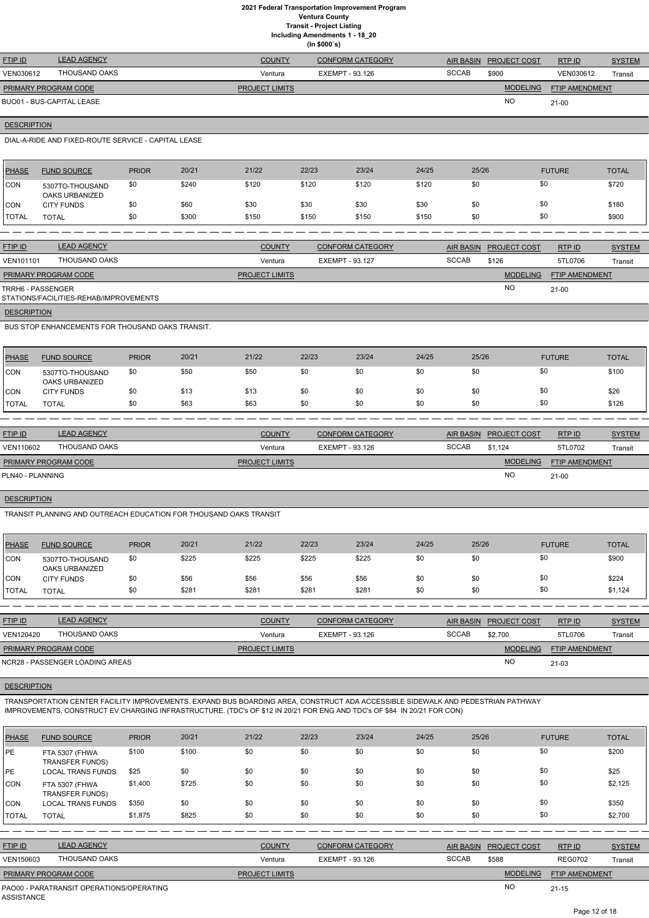# 2021 Federal Transportation Improvement Program
## Ventura County
### Transit - Project Listing
### Including Amendments 1 - 18_20
### (In $000`s)

| FTIP ID | LEAD AGENCY | COUNTY | CONFORM CATEGORY | AIR BASIN | PROJECT COST | RTP ID | SYSTEM |
|---|---|---|---|---|---|---|---|
| VEN030612 | THOUSAND OAKS | Ventura | EXEMPT - 93.126 | SCCAB | $900 | VEN030612 | Transit |

| PRIMARY PROGRAM CODE | PROJECT LIMITS | MODELING | FTIP AMENDMENT |
|---|---|---|---|
| BUO01 - BUS-CAPITAL LEASE | | NO | 21-00 |

**DESCRIPTION**

DIAL-A-RIDE AND FIXED-ROUTE SERVICE - CAPITAL LEASE

| PHASE | FUND SOURCE | PRIOR | 20/21 | 21/22 | 22/23 | 23/24 | 24/25 | 25/26 | FUTURE | TOTAL |
|---|---|---|---|---|---|---|---|---|---|---|
| CON | 5307TO-THOUSAND OAKS URBANIZED | $0 | $240 | $120 | $120 | $120 | $120 | $0 | $0 | $720 |
| CON | CITY FUNDS | $0 | $60 | $30 | $30 | $30 | $30 | $0 | $0 | $180 |
| TOTAL | TOTAL | $0 | $300 | $150 | $150 | $150 | $150 | $0 | $0 | $900 |

| FTIP ID | LEAD AGENCY | COUNTY | CONFORM CATEGORY | AIR BASIN | PROJECT COST | RTP ID | SYSTEM |
|---|---|---|---|---|---|---|---|
| VEN101101 | THOUSAND OAKS | Ventura | EXEMPT - 93.127 | SCCAB | $126 | 5TL0706 | Transit |

| PRIMARY PROGRAM CODE | PROJECT LIMITS | MODELING | FTIP AMENDMENT |
|---|---|---|---|
| TRRH6 - PASSENGER STATIONS/FACILITIES-REHAB/IMPROVEMENTS | | NO | 21-00 |

**DESCRIPTION**

BUS STOP ENHANCEMENTS FOR THOUSAND OAKS TRANSIT.

| PHASE | FUND SOURCE | PRIOR | 20/21 | 21/22 | 22/23 | 23/24 | 24/25 | 25/26 | FUTURE | TOTAL |
|---|---|---|---|---|---|---|---|---|---|---|
| CON | 5307TO-THOUSAND OAKS URBANIZED | $0 | $50 | $50 | $0 | $0 | $0 | $0 | $0 | $100 |
| CON | CITY FUNDS | $0 | $13 | $13 | $0 | $0 | $0 | $0 | $0 | $26 |
| TOTAL | TOTAL | $0 | $63 | $63 | $0 | $0 | $0 | $0 | $0 | $126 |

| FTIP ID | LEAD AGENCY | COUNTY | CONFORM CATEGORY | AIR BASIN | PROJECT COST | RTP ID | SYSTEM |
|---|---|---|---|---|---|---|---|
| VEN110602 | THOUSAND OAKS | Ventura | EXEMPT - 93.126 | SCCAB | $1,124 | 5TL0702 | Transit |

| PRIMARY PROGRAM CODE | PROJECT LIMITS | MODELING | FTIP AMENDMENT |
|---|---|---|---|
| PLN40 - PLANNING | | NO | 21-00 |

**DESCRIPTION**

TRANSIT PLANNING AND OUTREACH EDUCATION FOR THOUSAND OAKS TRANSIT

| PHASE | FUND SOURCE | PRIOR | 20/21 | 21/22 | 22/23 | 23/24 | 24/25 | 25/26 | FUTURE | TOTAL |
|---|---|---|---|---|---|---|---|---|---|---|
| CON | 5307TO-THOUSAND OAKS URBANIZED | $0 | $225 | $225 | $225 | $225 | $0 | $0 | $0 | $900 |
| CON | CITY FUNDS | $0 | $56 | $56 | $56 | $56 | $0 | $0 | $0 | $224 |
| TOTAL | TOTAL | $0 | $281 | $281 | $281 | $281 | $0 | $0 | $0 | $1,124 |

| FTIP ID | LEAD AGENCY | COUNTY | CONFORM CATEGORY | AIR BASIN | PROJECT COST | RTP ID | SYSTEM |
|---|---|---|---|---|---|---|---|
| VEN120420 | THOUSAND OAKS | Ventura | EXEMPT - 93.126 | SCCAB | $2,700 | 5TL0706 | Transit |

| PRIMARY PROGRAM CODE | PROJECT LIMITS | MODELING | FTIP AMENDMENT |
|---|---|---|---|
| NCR28 - PASSENGER LOADING AREAS | | NO | 21-03 |

**DESCRIPTION**

TRANSPORTATION CENTER FACILITY IMPROVEMENTS. EXPAND BUS BOARDING AREA, CONSTRUCT ADA ACCESSIBLE SIDEWALK AND PEDESTRIAN PATHWAY IMPROVEMENTS, CONSTRUCT EV CHARGING INFRASTRUCTURE. (TDC's OF $12 IN 20/21 FOR ENG AND TDC's OF $84 IN 20/21 FOR CON)

| PHASE | FUND SOURCE | PRIOR | 20/21 | 21/22 | 22/23 | 23/24 | 24/25 | 25/26 | FUTURE | TOTAL |
|---|---|---|---|---|---|---|---|---|---|---|
| PE | FTA 5307 (FHWA TRANSFER FUNDS) | $100 | $100 | $0 | $0 | $0 | $0 | $0 | $0 | $200 |
| PE | LOCAL TRANS FUNDS | $25 | $0 | $0 | $0 | $0 | $0 | $0 | $0 | $25 |
| CON | FTA 5307 (FHWA TRANSFER FUNDS) | $1,400 | $725 | $0 | $0 | $0 | $0 | $0 | $0 | $2,125 |
| CON | LOCAL TRANS FUNDS | $350 | $0 | $0 | $0 | $0 | $0 | $0 | $0 | $350 |
| TOTAL | TOTAL | $1,875 | $825 | $0 | $0 | $0 | $0 | $0 | $0 | $2,700 |

| FTIP ID | LEAD AGENCY | COUNTY | CONFORM CATEGORY | AIR BASIN | PROJECT COST | RTP ID | SYSTEM |
|---|---|---|---|---|---|---|---|
| VEN150603 | THOUSAND OAKS | Ventura | EXEMPT - 93.126 | SCCAB | $588 | REG0702 | Transit |

| PRIMARY PROGRAM CODE | PROJECT LIMITS | MODELING | FTIP AMENDMENT |
|---|---|---|---|
| PAO00 - PARATRANSIT OPERATIONS/OPERATING ASSISTANCE | | NO | 21-15 |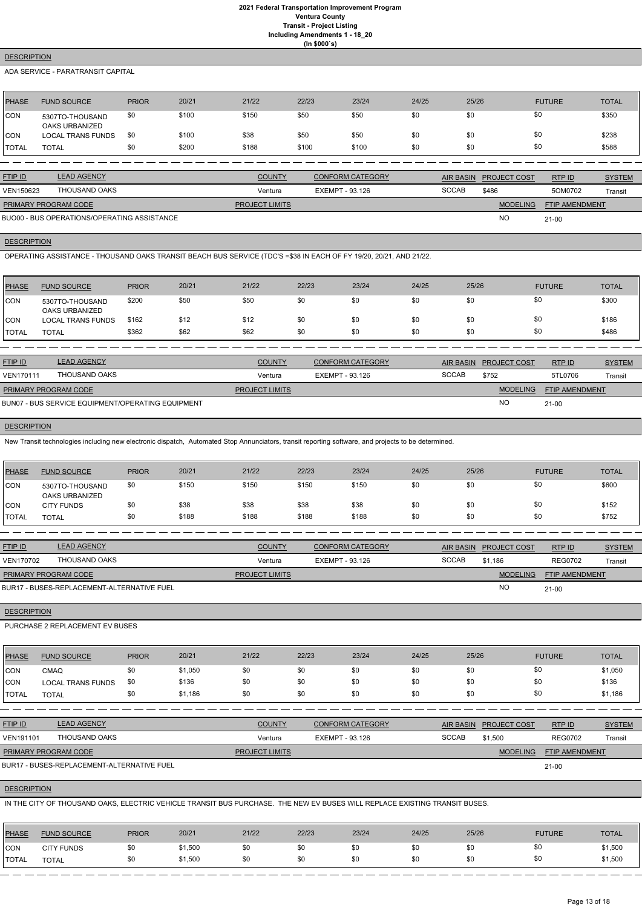**2021 Federal Transportation Improvement Program**
**Ventura County**
**Transit - Project Listing**
**Including Amendments 1 - 18_20**
**(In $000`s)**

**DESCRIPTION**

ADA SERVICE - PARATRANSIT CAPITAL

| PHASE | FUND SOURCE | PRIOR | 20/21 | 21/22 | 22/23 | 23/24 | 24/25 | 25/26 | FUTURE | TOTAL |
|---|---|---|---|---|---|---|---|---|---|---|
| CON | 5307TO-THOUSAND OAKS URBANIZED | $0 | $100 | $150 | $50 | $50 | $0 | $0 | $0 | $350 |
| CON | LOCAL TRANS FUNDS | $0 | $100 | $38 | $50 | $50 | $0 | $0 | $0 | $238 |
| TOTAL | TOTAL | $0 | $200 | $188 | $100 | $100 | $0 | $0 | $0 | $588 |

| FTIP ID | LEAD AGENCY | COUNTY | CONFORM CATEGORY | AIR BASIN | PROJECT COST | RTP ID | SYSTEM |
|---|---|---|---|---|---|---|---|
| VEN150623 | THOUSAND OAKS | Ventura | EXEMPT - 93.126 | SCCAB | $486 | 5OM0702 | Transit |

| PRIMARY PROGRAM CODE | PROJECT LIMITS | MODELING | FTIP AMENDMENT |
|---|---|---|---|
| BUO00 - BUS OPERATIONS/OPERATING ASSISTANCE | | NO | 21-00 |

**DESCRIPTION**

OPERATING ASSISTANCE - THOUSAND OAKS TRANSIT BEACH BUS SERVICE (TDC'S =$38 IN EACH OF FY 19/20, 20/21, AND 21/22.

| PHASE | FUND SOURCE | PRIOR | 20/21 | 21/22 | 22/23 | 23/24 | 24/25 | 25/26 | FUTURE | TOTAL |
|---|---|---|---|---|---|---|---|---|---|---|
| CON | 5307TO-THOUSAND OAKS URBANIZED | $200 | $50 | $50 | $0 | $0 | $0 | $0 | $0 | $300 |
| CON | LOCAL TRANS FUNDS | $162 | $12 | $12 | $0 | $0 | $0 | $0 | $0 | $186 |
| TOTAL | TOTAL | $362 | $62 | $62 | $0 | $0 | $0 | $0 | $0 | $486 |

| FTIP ID | LEAD AGENCY | COUNTY | CONFORM CATEGORY | AIR BASIN | PROJECT COST | RTP ID | SYSTEM |
|---|---|---|---|---|---|---|---|
| VEN170111 | THOUSAND OAKS | Ventura | EXEMPT - 93.126 | SCCAB | $752 | 5TL0706 | Transit |

| PRIMARY PROGRAM CODE | PROJECT LIMITS | MODELING | FTIP AMENDMENT |
|---|---|---|---|
| BUN07 - BUS SERVICE EQUIPMENT/OPERATING EQUIPMENT | | NO | 21-00 |

**DESCRIPTION**

New Transit technologies including new electronic dispatch, Automated Stop Annunciators, transit reporting software, and projects to be determined.

| PHASE | FUND SOURCE | PRIOR | 20/21 | 21/22 | 22/23 | 23/24 | 24/25 | 25/26 | FUTURE | TOTAL |
|---|---|---|---|---|---|---|---|---|---|---|
| CON | 5307TO-THOUSAND OAKS URBANIZED | $0 | $150 | $150 | $150 | $150 | $0 | $0 | $0 | $600 |
| CON | CITY FUNDS | $0 | $38 | $38 | $38 | $38 | $0 | $0 | $0 | $152 |
| TOTAL | TOTAL | $0 | $188 | $188 | $188 | $188 | $0 | $0 | $0 | $752 |

| FTIP ID | LEAD AGENCY | COUNTY | CONFORM CATEGORY | AIR BASIN | PROJECT COST | RTP ID | SYSTEM |
|---|---|---|---|---|---|---|---|
| VEN170702 | THOUSAND OAKS | Ventura | EXEMPT - 93.126 | SCCAB | $1,186 | REG0702 | Transit |

| PRIMARY PROGRAM CODE | PROJECT LIMITS | MODELING | FTIP AMENDMENT |
|---|---|---|---|
| BUR17 - BUSES-REPLACEMENT-ALTERNATIVE FUEL | | NO | 21-00 |

**DESCRIPTION**

PURCHASE 2 REPLACEMENT EV BUSES

| PHASE | FUND SOURCE | PRIOR | 20/21 | 21/22 | 22/23 | 23/24 | 24/25 | 25/26 | FUTURE | TOTAL |
|---|---|---|---|---|---|---|---|---|---|---|
| CON | CMAQ | $0 | $1,050 | $0 | $0 | $0 | $0 | $0 | $0 | $1,050 |
| CON | LOCAL TRANS FUNDS | $0 | $136 | $0 | $0 | $0 | $0 | $0 | $0 | $136 |
| TOTAL | TOTAL | $0 | $1,186 | $0 | $0 | $0 | $0 | $0 | $0 | $1,186 |

| FTIP ID | LEAD AGENCY | COUNTY | CONFORM CATEGORY | AIR BASIN | PROJECT COST | RTP ID | SYSTEM |
|---|---|---|---|---|---|---|---|
| VEN191101 | THOUSAND OAKS | Ventura | EXEMPT - 93.126 | SCCAB | $1,500 | REG0702 | Transit |

| PRIMARY PROGRAM CODE | PROJECT LIMITS | MODELING | FTIP AMENDMENT |
|---|---|---|---|
| BUR17 - BUSES-REPLACEMENT-ALTERNATIVE FUEL | | | 21-00 |

**DESCRIPTION**

IN THE CITY OF THOUSAND OAKS, ELECTRIC VEHICLE TRANSIT BUS PURCHASE. THE NEW EV BUSES WILL REPLACE EXISTING TRANSIT BUSES.

| PHASE | FUND SOURCE | PRIOR | 20/21 | 21/22 | 22/23 | 23/24 | 24/25 | 25/26 | FUTURE | TOTAL |
|---|---|---|---|---|---|---|---|---|---|---|
| CON | CITY FUNDS | $0 | $1,500 | $0 | $0 | $0 | $0 | $0 | $0 | $1,500 |
| TOTAL | TOTAL | $0 | $1,500 | $0 | $0 | $0 | $0 | $0 | $0 | $1,500 |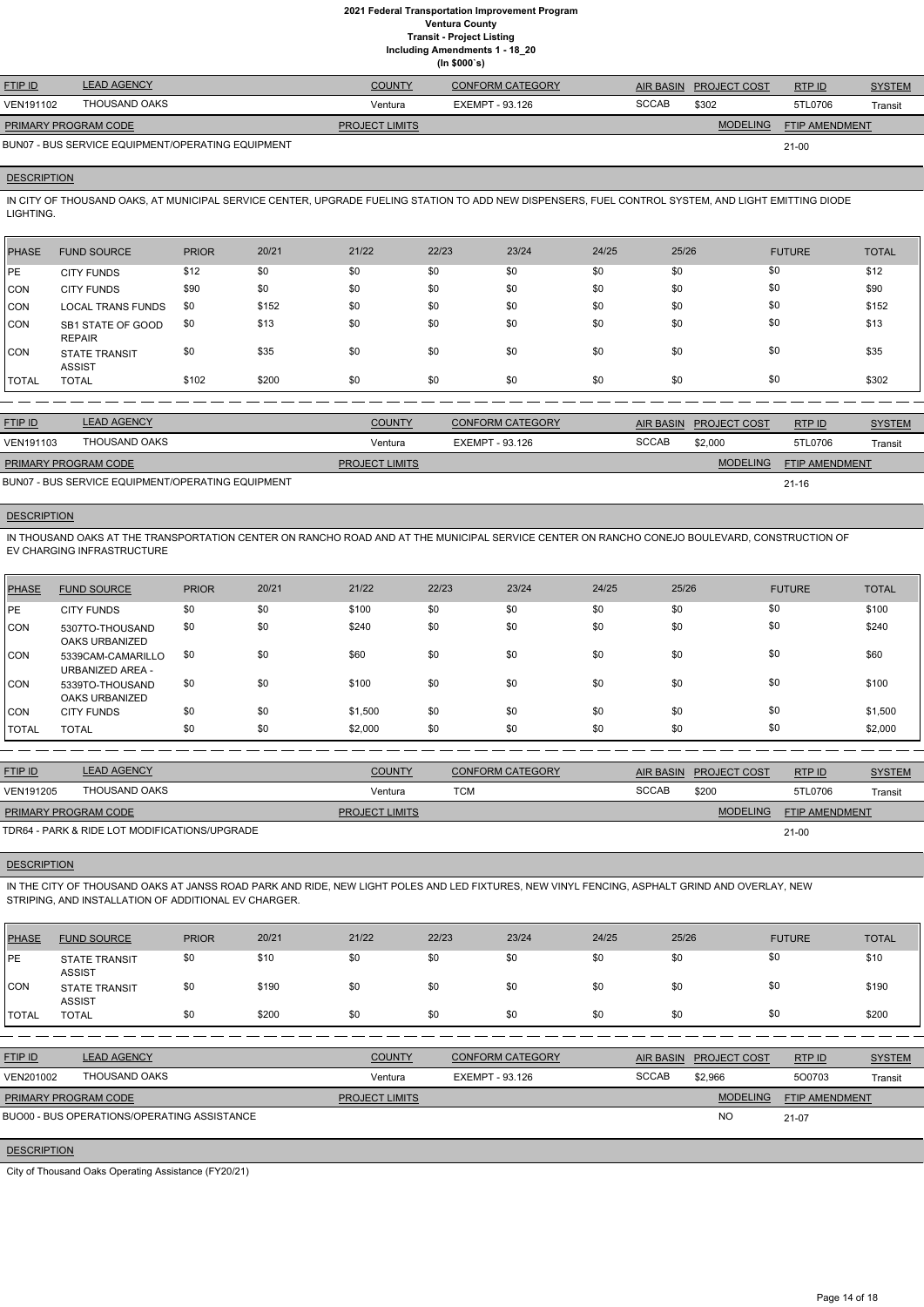# 2021 Federal Transportation Improvement Program
## Ventura County
### Transit - Project Listing
### Including Amendments 1 - 18_20
### (In $000`s)

| FTIP ID | LEAD AGENCY | COUNTY | CONFORM CATEGORY | AIR BASIN | PROJECT COST | RTP ID | SYSTEM |
|---|---|---|---|---|---|---|---|
| VEN191102 | THOUSAND OAKS | Ventura | EXEMPT - 93.126 | SCCAB | $302 | 5TL0706 | Transit |

| PRIMARY PROGRAM CODE | PROJECT LIMITS | MODELING | FTIP AMENDMENT |
|---|---|---|---|
| BUN07 - BUS SERVICE EQUIPMENT/OPERATING EQUIPMENT | | | 21-00 |

**DESCRIPTION**

IN CITY OF THOUSAND OAKS, AT MUNICIPAL SERVICE CENTER, UPGRADE FUELING STATION TO ADD NEW DISPENSERS, FUEL CONTROL SYSTEM, AND LIGHT EMITTING DIODE LIGHTING.

| PHASE | FUND SOURCE | PRIOR | 20/21 | 21/22 | 22/23 | 23/24 | 24/25 | 25/26 | FUTURE | TOTAL |
|---|---|---|---|---|---|---|---|---|---|---|
| PE | CITY FUNDS | $12 | $0 | $0 | $0 | $0 | $0 | $0 | $0 | $12 |
| CON | CITY FUNDS | $90 | $0 | $0 | $0 | $0 | $0 | $0 | $0 | $90 |
| CON | LOCAL TRANS FUNDS | $0 | $152 | $0 | $0 | $0 | $0 | $0 | $0 | $152 |
| CON | SB1 STATE OF GOOD REPAIR | $0 | $13 | $0 | $0 | $0 | $0 | $0 | $0 | $13 |
| CON | STATE TRANSIT ASSIST | $0 | $35 | $0 | $0 | $0 | $0 | $0 | $0 | $35 |
| TOTAL | TOTAL | $102 | $200 | $0 | $0 | $0 | $0 | $0 | $0 | $302 |

| FTIP ID | LEAD AGENCY | COUNTY | CONFORM CATEGORY | AIR BASIN | PROJECT COST | RTP ID | SYSTEM |
|---|---|---|---|---|---|---|---|
| VEN191103 | THOUSAND OAKS | Ventura | EXEMPT - 93.126 | SCCAB | $2,000 | 5TL0706 | Transit |

| PRIMARY PROGRAM CODE | PROJECT LIMITS | MODELING | FTIP AMENDMENT |
|---|---|---|---|
| BUN07 - BUS SERVICE EQUIPMENT/OPERATING EQUIPMENT | | | 21-16 |

**DESCRIPTION**

IN THOUSAND OAKS AT THE TRANSPORTATION CENTER ON RANCHO ROAD AND AT THE MUNICIPAL SERVICE CENTER ON RANCHO CONEJO BOULEVARD, CONSTRUCTION OF EV CHARGING INFRASTRUCTURE

| PHASE | FUND SOURCE | PRIOR | 20/21 | 21/22 | 22/23 | 23/24 | 24/25 | 25/26 | FUTURE | TOTAL |
|---|---|---|---|---|---|---|---|---|---|---|
| PE | CITY FUNDS | $0 | $0 | $100 | $0 | $0 | $0 | $0 | $0 | $100 |
| CON | 5307TO-THOUSAND OAKS URBANIZED | $0 | $0 | $240 | $0 | $0 | $0 | $0 | $0 | $240 |
| CON | 5339CAM-CAMARILLO URBANIZED AREA - | $0 | $0 | $60 | $0 | $0 | $0 | $0 | $0 | $60 |
| CON | 5339TO-THOUSAND OAKS URBANIZED | $0 | $0 | $100 | $0 | $0 | $0 | $0 | $0 | $100 |
| CON | CITY FUNDS | $0 | $0 | $1,500 | $0 | $0 | $0 | $0 | $0 | $1,500 |
| TOTAL | TOTAL | $0 | $0 | $2,000 | $0 | $0 | $0 | $0 | $0 | $2,000 |

| FTIP ID | LEAD AGENCY | COUNTY | CONFORM CATEGORY | AIR BASIN | PROJECT COST | RTP ID | SYSTEM |
|---|---|---|---|---|---|---|---|
| VEN191205 | THOUSAND OAKS | Ventura | TCM | SCCAB | $200 | 5TL0706 | Transit |

| PRIMARY PROGRAM CODE | PROJECT LIMITS | MODELING | FTIP AMENDMENT |
|---|---|---|---|
| TDR64 - PARK & RIDE LOT MODIFICATIONS/UPGRADE | | | 21-00 |

**DESCRIPTION**

IN THE CITY OF THOUSAND OAKS AT JANSS ROAD PARK AND RIDE, NEW LIGHT POLES AND LED FIXTURES, NEW VINYL FENCING, ASPHALT GRIND AND OVERLAY, NEW STRIPING, AND INSTALLATION OF ADDITIONAL EV CHARGER.

| PHASE | FUND SOURCE | PRIOR | 20/21 | 21/22 | 22/23 | 23/24 | 24/25 | 25/26 | FUTURE | TOTAL |
|---|---|---|---|---|---|---|---|---|---|---|
| PE | STATE TRANSIT ASSIST | $0 | $10 | $0 | $0 | $0 | $0 | $0 | $0 | $10 |
| CON | STATE TRANSIT ASSIST | $0 | $190 | $0 | $0 | $0 | $0 | $0 | $0 | $190 |
| TOTAL | TOTAL | $0 | $200 | $0 | $0 | $0 | $0 | $0 | $0 | $200 |

| FTIP ID | LEAD AGENCY | COUNTY | CONFORM CATEGORY | AIR BASIN | PROJECT COST | RTP ID | SYSTEM |
|---|---|---|---|---|---|---|---|
| VEN201002 | THOUSAND OAKS | Ventura | EXEMPT - 93.126 | SCCAB | $2,966 | 5O0703 | Transit |

| PRIMARY PROGRAM CODE | PROJECT LIMITS | MODELING | FTIP AMENDMENT |
|---|---|---|---|
| BUO00 - BUS OPERATIONS/OPERATING ASSISTANCE | | NO | 21-07 |

**DESCRIPTION**

City of Thousand Oaks Operating Assistance (FY20/21)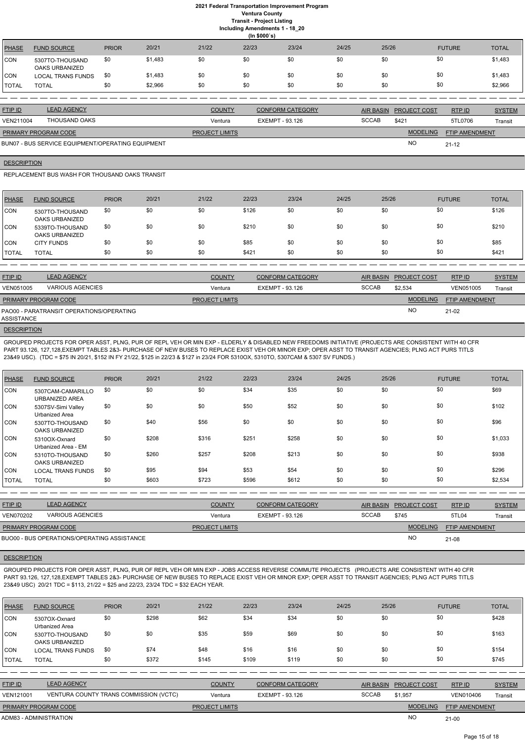# 2021 Federal Transportation Improvement Program
## Ventura County
### Transit - Project Listing
### Including Amendments 1 - 18_20
### (In $000`s)

| PHASE | FUND SOURCE | PRIOR | 20/21 | 21/22 | 22/23 | 23/24 | 24/25 | 25/26 | FUTURE | TOTAL |
|---|---|---|---|---|---|---|---|---|---|---|
| CON | 5307TO-THOUSAND OAKS URBANIZED | $0 | $1,483 | $0 | $0 | $0 | $0 | $0 | $0 | $1,483 |
| CON | LOCAL TRANS FUNDS | $0 | $1,483 | $0 | $0 | $0 | $0 | $0 | $0 | $1,483 |
| TOTAL | TOTAL | $0 | $2,966 | $0 | $0 | $0 | $0 | $0 | $0 | $2,966 |

| FTIP ID | LEAD AGENCY | COUNTY | CONFORM CATEGORY | AIR BASIN | PROJECT COST | RTP ID | SYSTEM |
|---|---|---|---|---|---|---|---|
| VEN211004 | THOUSAND OAKS | Ventura | EXEMPT - 93.126 | SCCAB | $421 | 5TL0706 | Transit |

| PRIMARY PROGRAM CODE | PROJECT LIMITS | MODELING | FTIP AMENDMENT |
|---|---|---|---|
| BUN07 - BUS SERVICE EQUIPMENT/OPERATING EQUIPMENT | | NO | 21-12 |

**DESCRIPTION**

REPLACEMENT BUS WASH FOR THOUSAND OAKS TRANSIT

| PHASE | FUND SOURCE | PRIOR | 20/21 | 21/22 | 22/23 | 23/24 | 24/25 | 25/26 | FUTURE | TOTAL |
|---|---|---|---|---|---|---|---|---|---|---|
| CON | 5307TO-THOUSAND OAKS URBANIZED | $0 | $0 | $0 | $126 | $0 | $0 | $0 | $0 | $126 |
| CON | 5339TO-THOUSAND OAKS URBANIZED | $0 | $0 | $0 | $210 | $0 | $0 | $0 | $0 | $210 |
| CON | CITY FUNDS | $0 | $0 | $0 | $85 | $0 | $0 | $0 | $0 | $85 |
| TOTAL | TOTAL | $0 | $0 | $0 | $421 | $0 | $0 | $0 | $0 | $421 |

| FTIP ID | LEAD AGENCY | COUNTY | CONFORM CATEGORY | AIR BASIN | PROJECT COST | RTP ID | SYSTEM |
|---|---|---|---|---|---|---|---|
| VEN051005 | VARIOUS AGENCIES | Ventura | EXEMPT - 93.126 | SCCAB | $2,534 | VEN051005 | Transit |

| PRIMARY PROGRAM CODE | PROJECT LIMITS | MODELING | FTIP AMENDMENT |
|---|---|---|---|
| PAO00 - PARATRANSIT OPERATIONS/OPERATING ASSISTANCE | | NO | 21-02 |

**DESCRIPTION**

GROUPED PROJECTS FOR OPER ASST, PLNG, PUR OF REPL VEH OR MIN EXP - ELDERLY & DISABLED NEW FREEDOMS INITIATIVE (PROJECTS ARE CONSISTENT WITH 40 CFR PART 93.126, 127,128,EXEMPT TABLES 2&3- PURCHASE OF NEW BUSES TO REPLACE EXIST VEH OR MINOR EXP; OPER ASST TO TRANSIT AGENCIES; PLNG ACT PURS TITLS 23&49 USC). (TDC = $75 IN 20/21, $152 IN FY 21/22, $125 in 22/23 & $127 in 23/24 FOR 5310OX, 5310TO, 5307CAM & 5307 SV FUNDS.)

| PHASE | FUND SOURCE | PRIOR | 20/21 | 21/22 | 22/23 | 23/24 | 24/25 | 25/26 | FUTURE | TOTAL |
|---|---|---|---|---|---|---|---|---|---|---|
| CON | 5307CAM-CAMARILLO URBANIZED AREA | $0 | $0 | $0 | $34 | $35 | $0 | $0 | $0 | $69 |
| CON | 5307SV-Simi Valley Urbanized Area | $0 | $0 | $0 | $50 | $52 | $0 | $0 | $0 | $102 |
| CON | 5307TO-THOUSAND OAKS URBANIZED | $0 | $40 | $56 | $0 | $0 | $0 | $0 | $0 | $96 |
| CON | 5310OX-Oxnard Urbanized Area - EM | $0 | $208 | $316 | $251 | $258 | $0 | $0 | $0 | $1,033 |
| CON | 5310TO-THOUSAND OAKS URBANIZED | $0 | $260 | $257 | $208 | $213 | $0 | $0 | $0 | $938 |
| CON | LOCAL TRANS FUNDS | $0 | $95 | $94 | $53 | $54 | $0 | $0 | $0 | $296 |
| TOTAL | TOTAL | $0 | $603 | $723 | $596 | $612 | $0 | $0 | $0 | $2,534 |

| FTIP ID | LEAD AGENCY | COUNTY | CONFORM CATEGORY | AIR BASIN | PROJECT COST | RTP ID | SYSTEM |
|---|---|---|---|---|---|---|---|
| VEN070202 | VARIOUS AGENCIES | Ventura | EXEMPT - 93.126 | SCCAB | $745 | 5TL04 | Transit |

| PRIMARY PROGRAM CODE | PROJECT LIMITS | MODELING | FTIP AMENDMENT |
|---|---|---|---|
| BUO00 - BUS OPERATIONS/OPERATING ASSISTANCE | | NO | 21-08 |

**DESCRIPTION**

GROUPED PROJECTS FOR OPER ASST, PLNG, PUR OF REPL VEH OR MIN EXP - JOBS ACCESS REVERSE COMMUTE PROJECTS (PROJECTS ARE CONSISTENT WITH 40 CFR PART 93.126, 127,128,EXEMPT TABLES 2&3- PURCHASE OF NEW BUSES TO REPLACE EXIST VEH OR MINOR EXP; OPER ASST TO TRANSIT AGENCIES; PLNG ACT PURS TITLS 23&49 USC) 20/21 TDC = $113, 21/22 = $25 and 22/23, 23/24 TDC = $32 EACH YEAR.

| PHASE | FUND SOURCE | PRIOR | 20/21 | 21/22 | 22/23 | 23/24 | 24/25 | 25/26 | FUTURE | TOTAL |
|---|---|---|---|---|---|---|---|---|---|---|
| CON | 5307OX-Oxnard Urbanized Area | $0 | $298 | $62 | $34 | $34 | $0 | $0 | $0 | $428 |
| CON | 5307TO-THOUSAND OAKS URBANIZED | $0 | $0 | $35 | $59 | $69 | $0 | $0 | $0 | $163 |
| CON | LOCAL TRANS FUNDS | $0 | $74 | $48 | $16 | $16 | $0 | $0 | $0 | $154 |
| TOTAL | TOTAL | $0 | $372 | $145 | $109 | $119 | $0 | $0 | $0 | $745 |

| FTIP ID | LEAD AGENCY | COUNTY | CONFORM CATEGORY | AIR BASIN | PROJECT COST | RTP ID | SYSTEM |
|---|---|---|---|---|---|---|---|
| VEN121001 | VENTURA COUNTY TRANS COMMISSION (VCTC) | Ventura | EXEMPT - 93.126 | SCCAB | $1,957 | VEN010406 | Transit |

| PRIMARY PROGRAM CODE | PROJECT LIMITS | MODELING | FTIP AMENDMENT |
|---|---|---|---|
| ADM83 - ADMINISTRATION | | NO | 21-00 |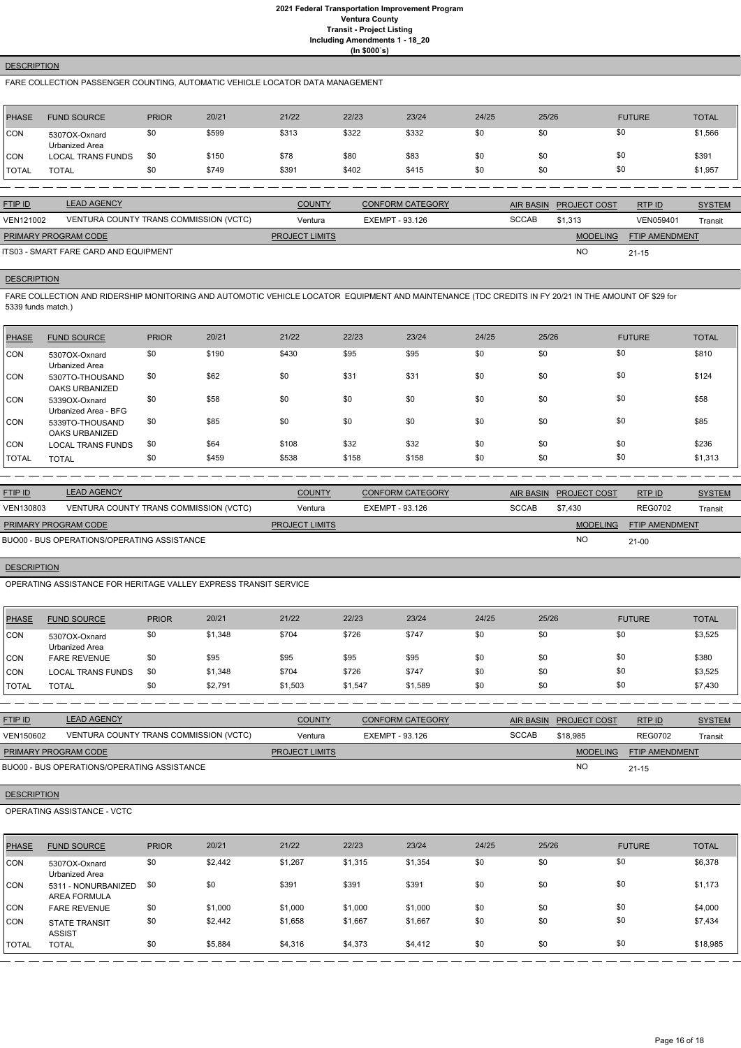# 2021 Federal Transportation Improvement Program
## Ventura County
## Transit - Project Listing
## Including Amendments 1 - 18_20
## (In $000`s)

**DESCRIPTION**

FARE COLLECTION PASSENGER COUNTING, AUTOMATIC VEHICLE LOCATOR DATA MANAGEMENT

| PHASE | FUND SOURCE | PRIOR | 20/21 | 21/22 | 22/23 | 23/24 | 24/25 | 25/26 | FUTURE | TOTAL |
|---|---|---|---|---|---|---|---|---|---|---|
| CON | 5307OX-Oxnard Urbanized Area | $0 | $599 | $313 | $322 | $332 | $0 | $0 | $0 | $1,566 |
| CON | LOCAL TRANS FUNDS | $0 | $150 | $78 | $80 | $83 | $0 | $0 | $0 | $391 |
| TOTAL | TOTAL | $0 | $749 | $391 | $402 | $415 | $0 | $0 | $0 | $1,957 |

| FTIP ID | LEAD AGENCY | COUNTY | CONFORM CATEGORY | AIR BASIN | PROJECT COST | RTP ID | SYSTEM |
|---|---|---|---|---|---|---|---|
| VEN121002 | VENTURA COUNTY TRANS COMMISSION (VCTC) | Ventura | EXEMPT - 93.126 | SCCAB | $1,313 | VEN059401 | Transit |

| PRIMARY PROGRAM CODE | PROJECT LIMITS | MODELING | FTIP AMENDMENT |
|---|---|---|---|
| ITS03 - SMART FARE CARD AND EQUIPMENT | | NO | 21-15 |

**DESCRIPTION**

FARE COLLECTION AND RIDERSHIP MONITORING AND AUTOMOTIC VEHICLE LOCATOR EQUIPMENT AND MAINTENANCE (TDC CREDITS IN FY 20/21 IN THE AMOUNT OF $29 for 5339 funds match.)

| PHASE | FUND SOURCE | PRIOR | 20/21 | 21/22 | 22/23 | 23/24 | 24/25 | 25/26 | FUTURE | TOTAL |
|---|---|---|---|---|---|---|---|---|---|---|
| CON | 5307OX-Oxnard Urbanized Area | $0 | $190 | $430 | $95 | $95 | $0 | $0 | $0 | $810 |
| CON | 5307TO-THOUSAND OAKS URBANIZED | $0 | $62 | $0 | $31 | $31 | $0 | $0 | $0 | $124 |
| CON | 5339OX-Oxnard Urbanized Area - BFG | $0 | $58 | $0 | $0 | $0 | $0 | $0 | $0 | $58 |
| CON | 5339TO-THOUSAND OAKS URBANIZED | $0 | $85 | $0 | $0 | $0 | $0 | $0 | $0 | $85 |
| CON | LOCAL TRANS FUNDS | $0 | $64 | $108 | $32 | $32 | $0 | $0 | $0 | $236 |
| TOTAL | TOTAL | $0 | $459 | $538 | $158 | $158 | $0 | $0 | $0 | $1,313 |

| FTIP ID | LEAD AGENCY | COUNTY | CONFORM CATEGORY | AIR BASIN | PROJECT COST | RTP ID | SYSTEM |
|---|---|---|---|---|---|---|---|
| VEN130803 | VENTURA COUNTY TRANS COMMISSION (VCTC) | Ventura | EXEMPT - 93.126 | SCCAB | $7,430 | REG0702 | Transit |

| PRIMARY PROGRAM CODE | PROJECT LIMITS | MODELING | FTIP AMENDMENT |
|---|---|---|---|
| BUO00 - BUS OPERATIONS/OPERATING ASSISTANCE | | NO | 21-00 |

**DESCRIPTION**

OPERATING ASSISTANCE FOR HERITAGE VALLEY EXPRESS TRANSIT SERVICE

| PHASE | FUND SOURCE | PRIOR | 20/21 | 21/22 | 22/23 | 23/24 | 24/25 | 25/26 | FUTURE | TOTAL |
|---|---|---|---|---|---|---|---|---|---|---|
| CON | 5307OX-Oxnard Urbanized Area | $0 | $1,348 | $704 | $726 | $747 | $0 | $0 | $0 | $3,525 |
| CON | FARE REVENUE | $0 | $95 | $95 | $95 | $95 | $0 | $0 | $0 | $380 |
| CON | LOCAL TRANS FUNDS | $0 | $1,348 | $704 | $726 | $747 | $0 | $0 | $0 | $3,525 |
| TOTAL | TOTAL | $0 | $2,791 | $1,503 | $1,547 | $1,589 | $0 | $0 | $0 | $7,430 |

| FTIP ID | LEAD AGENCY | COUNTY | CONFORM CATEGORY | AIR BASIN | PROJECT COST | RTP ID | SYSTEM |
|---|---|---|---|---|---|---|---|
| VEN150602 | VENTURA COUNTY TRANS COMMISSION (VCTC) | Ventura | EXEMPT - 93.126 | SCCAB | $18,985 | REG0702 | Transit |

| PRIMARY PROGRAM CODE | PROJECT LIMITS | MODELING | FTIP AMENDMENT |
|---|---|---|---|
| BUO00 - BUS OPERATIONS/OPERATING ASSISTANCE | | NO | 21-15 |

**DESCRIPTION**

OPERATING ASSISTANCE - VCTC

| PHASE | FUND SOURCE | PRIOR | 20/21 | 21/22 | 22/23 | 23/24 | 24/25 | 25/26 | FUTURE | TOTAL |
|---|---|---|---|---|---|---|---|---|---|---|
| CON | 5307OX-Oxnard Urbanized Area | $0 | $2,442 | $1,267 | $1,315 | $1,354 | $0 | $0 | $0 | $6,378 |
| CON | 5311 - NONURBANIZED AREA FORMULA | $0 | $0 | $391 | $391 | $391 | $0 | $0 | $0 | $1,173 |
| CON | FARE REVENUE | $0 | $1,000 | $1,000 | $1,000 | $1,000 | $0 | $0 | $0 | $4,000 |
| CON | STATE TRANSIT ASSIST | $0 | $2,442 | $1,658 | $1,667 | $1,667 | $0 | $0 | $0 | $7,434 |
| TOTAL | TOTAL | $0 | $5,884 | $4,316 | $4,373 | $4,412 | $0 | $0 | $0 | $18,985 |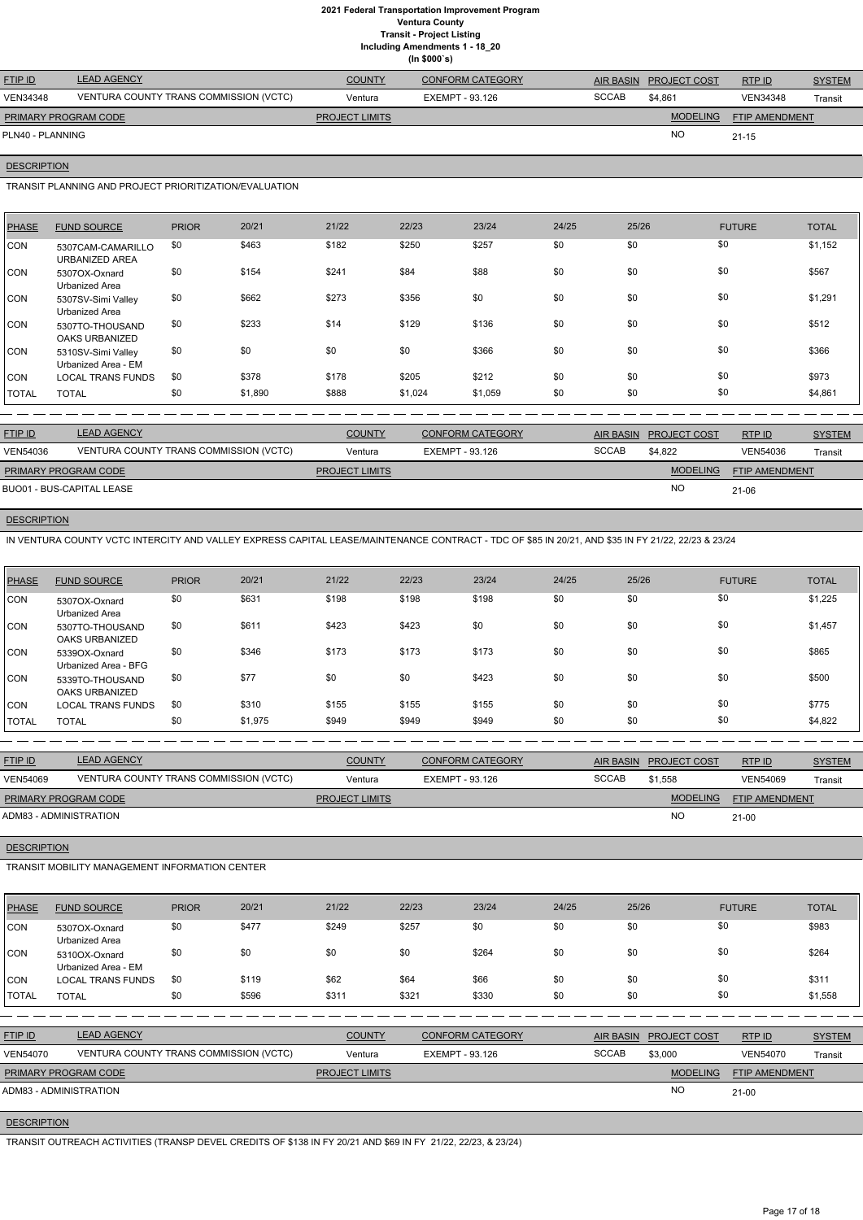# 2021 Federal Transportation Improvement Program
## Ventura County
### Transit - Project Listing
### Including Amendments 1 - 18_20
### (In $000`s)

| FTIP ID | LEAD AGENCY | COUNTY | CONFORM CATEGORY | AIR BASIN | PROJECT COST | RTP ID | SYSTEM |
|---|---|---|---|---|---|---|---|
| VEN34348 | VENTURA COUNTY TRANS COMMISSION (VCTC) | Ventura | EXEMPT - 93.126 | SCCAB | $4,861 | VEN34348 | Transit |

| PRIMARY PROGRAM CODE | PROJECT LIMITS | MODELING | FTIP AMENDMENT |
|---|---|---|---|
| PLN40 - PLANNING | | NO | 21-15 |

**DESCRIPTION**

TRANSIT PLANNING AND PROJECT PRIORITIZATION/EVALUATION

| PHASE | FUND SOURCE | PRIOR | 20/21 | 21/22 | 22/23 | 23/24 | 24/25 | 25/26 | FUTURE | TOTAL |
|---|---|---|---|---|---|---|---|---|---|---|
| CON | 5307CAM-CAMARILLO URBANIZED AREA | $0 | $463 | $182 | $250 | $257 | $0 | $0 | $0 | $1,152 |
| CON | 5307OX-Oxnard Urbanized Area | $0 | $154 | $241 | $84 | $88 | $0 | $0 | $0 | $567 |
| CON | 5307SV-Simi Valley Urbanized Area | $0 | $662 | $273 | $356 | $0 | $0 | $0 | $0 | $1,291 |
| CON | 5307TO-THOUSAND OAKS URBANIZED | $0 | $233 | $14 | $129 | $136 | $0 | $0 | $0 | $512 |
| CON | 5310SV-Simi Valley Urbanized Area - EM | $0 | $0 | $0 | $0 | $366 | $0 | $0 | $0 | $366 |
| CON | LOCAL TRANS FUNDS | $0 | $378 | $178 | $205 | $212 | $0 | $0 | $0 | $973 |
| TOTAL | TOTAL | $0 | $1,890 | $888 | $1,024 | $1,059 | $0 | $0 | $0 | $4,861 |

| FTIP ID | LEAD AGENCY | COUNTY | CONFORM CATEGORY | AIR BASIN | PROJECT COST | RTP ID | SYSTEM |
|---|---|---|---|---|---|---|---|
| VEN54036 | VENTURA COUNTY TRANS COMMISSION (VCTC) | Ventura | EXEMPT - 93.126 | SCCAB | $4,822 | VEN54036 | Transit |

| PRIMARY PROGRAM CODE | PROJECT LIMITS | MODELING | FTIP AMENDMENT |
|---|---|---|---|
| BUO01 - BUS-CAPITAL LEASE | | NO | 21-06 |

**DESCRIPTION**

IN VENTURA COUNTY VCTC INTERCITY AND VALLEY EXPRESS CAPITAL LEASE/MAINTENANCE CONTRACT - TDC OF $85 IN 20/21, AND $35 IN FY 21/22, 22/23 & 23/24

| PHASE | FUND SOURCE | PRIOR | 20/21 | 21/22 | 22/23 | 23/24 | 24/25 | 25/26 | FUTURE | TOTAL |
|---|---|---|---|---|---|---|---|---|---|---|
| CON | 5307OX-Oxnard Urbanized Area | $0 | $631 | $198 | $198 | $198 | $0 | $0 | $0 | $1,225 |
| CON | 5307TO-THOUSAND OAKS URBANIZED | $0 | $611 | $423 | $423 | $0 | $0 | $0 | $0 | $1,457 |
| CON | 5339OX-Oxnard Urbanized Area - BFG | $0 | $346 | $173 | $173 | $173 | $0 | $0 | $0 | $865 |
| CON | 5339TO-THOUSAND OAKS URBANIZED | $0 | $77 | $0 | $0 | $423 | $0 | $0 | $0 | $500 |
| CON | LOCAL TRANS FUNDS | $0 | $310 | $155 | $155 | $155 | $0 | $0 | $0 | $775 |
| TOTAL | TOTAL | $0 | $1,975 | $949 | $949 | $949 | $0 | $0 | $0 | $4,822 |

| FTIP ID | LEAD AGENCY | COUNTY | CONFORM CATEGORY | AIR BASIN | PROJECT COST | RTP ID | SYSTEM |
|---|---|---|---|---|---|---|---|
| VEN54069 | VENTURA COUNTY TRANS COMMISSION (VCTC) | Ventura | EXEMPT - 93.126 | SCCAB | $1,558 | VEN54069 | Transit |

| PRIMARY PROGRAM CODE | PROJECT LIMITS | MODELING | FTIP AMENDMENT |
|---|---|---|---|
| ADM83 - ADMINISTRATION | | NO | 21-00 |

**DESCRIPTION**

TRANSIT MOBILITY MANAGEMENT INFORMATION CENTER

| PHASE | FUND SOURCE | PRIOR | 20/21 | 21/22 | 22/23 | 23/24 | 24/25 | 25/26 | FUTURE | TOTAL |
|---|---|---|---|---|---|---|---|---|---|---|
| CON | 5307OX-Oxnard Urbanized Area | $0 | $477 | $249 | $257 | $0 | $0 | $0 | $0 | $983 |
| CON | 5310OX-Oxnard Urbanized Area - EM | $0 | $0 | $0 | $0 | $264 | $0 | $0 | $0 | $264 |
| CON | LOCAL TRANS FUNDS | $0 | $119 | $62 | $64 | $66 | $0 | $0 | $0 | $311 |
| TOTAL | TOTAL | $0 | $596 | $311 | $321 | $330 | $0 | $0 | $0 | $1,558 |

| FTIP ID | LEAD AGENCY | COUNTY | CONFORM CATEGORY | AIR BASIN | PROJECT COST | RTP ID | SYSTEM |
|---|---|---|---|---|---|---|---|
| VEN54070 | VENTURA COUNTY TRANS COMMISSION (VCTC) | Ventura | EXEMPT - 93.126 | SCCAB | $3,000 | VEN54070 | Transit |

| PRIMARY PROGRAM CODE | PROJECT LIMITS | MODELING | FTIP AMENDMENT |
|---|---|---|---|
| ADM83 - ADMINISTRATION | | NO | 21-00 |

**DESCRIPTION**

TRANSIT OUTREACH ACTIVITIES (TRANSP DEVEL CREDITS OF $138 IN FY 20/21 AND $69 IN FY 21/22, 22/23, & 23/24)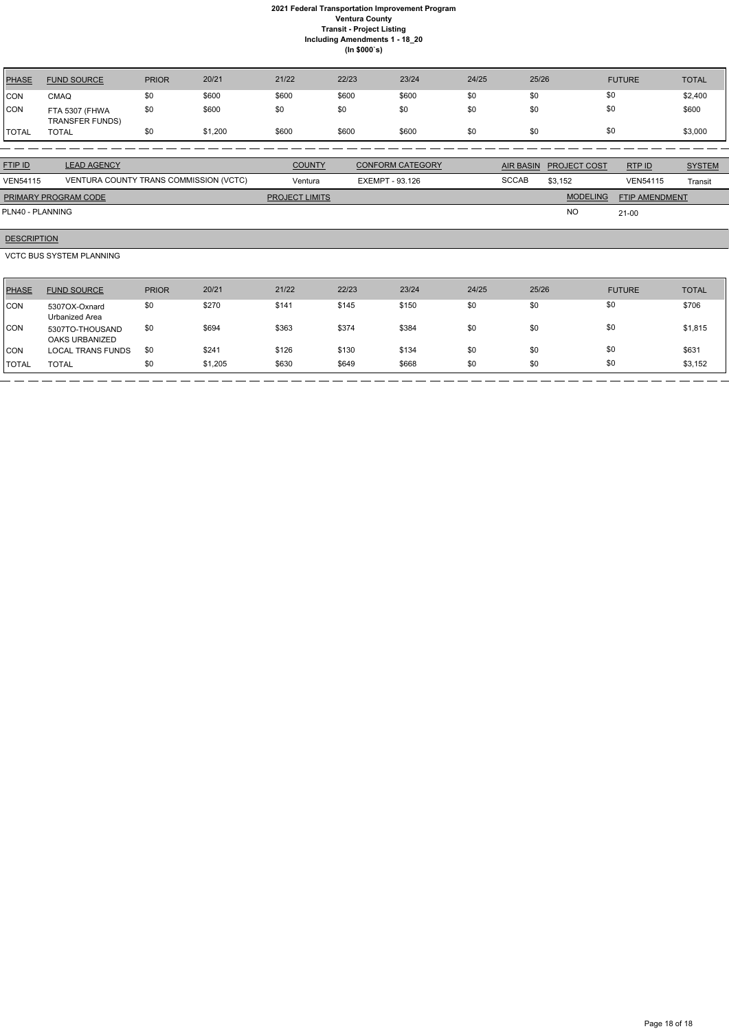**2021 Federal Transportation Improvement Program**
**Ventura County**
**Transit - Project Listing**
**Including Amendments 1 - 18_20**
**(In $000`s)**

| PHASE | FUND SOURCE | PRIOR | 20/21 | 21/22 | 22/23 | 23/24 | 24/25 | 25/26 | FUTURE | TOTAL |
|---|---|---|---|---|---|---|---|---|---|---|
| CON | CMAQ | $0 | $600 | $600 | $600 | $600 | $0 | $0 | $0 | $2,400 |
| CON | FTA 5307 (FHWA TRANSFER FUNDS) | $0 | $600 | $0 | $0 | $0 | $0 | $0 | $0 | $600 |
| TOTAL | TOTAL | $0 | $1,200 | $600 | $600 | $600 | $0 | $0 | $0 | $3,000 |

| FTIP ID | LEAD AGENCY | COUNTY | CONFORM CATEGORY | AIR BASIN | PROJECT COST | RTP ID | SYSTEM |
|---|---|---|---|---|---|---|---|
| VEN54115 | VENTURA COUNTY TRANS COMMISSION (VCTC) | Ventura | EXEMPT - 93.126 | SCCAB | $3,152 | VEN54115 | Transit |

| PRIMARY PROGRAM CODE | PROJECT LIMITS | MODELING | FTIP AMENDMENT |
|---|---|---|---|
| PLN40 - PLANNING | | NO | 21-00 |

**DESCRIPTION**

VCTC BUS SYSTEM PLANNING

| PHASE | FUND SOURCE | PRIOR | 20/21 | 21/22 | 22/23 | 23/24 | 24/25 | 25/26 | FUTURE | TOTAL |
|---|---|---|---|---|---|---|---|---|---|---|
| CON | 5307OX-Oxnard Urbanized Area | $0 | $270 | $141 | $145 | $150 | $0 | $0 | $0 | $706 |
| CON | 5307TO-THOUSAND OAKS URBANIZED | $0 | $694 | $363 | $374 | $384 | $0 | $0 | $0 | $1,815 |
| CON | LOCAL TRANS FUNDS | $0 | $241 | $126 | $130 | $134 | $0 | $0 | $0 | $631 |
| TOTAL | TOTAL | $0 | $1,205 | $630 | $649 | $668 | $0 | $0 | $0 | $3,152 |